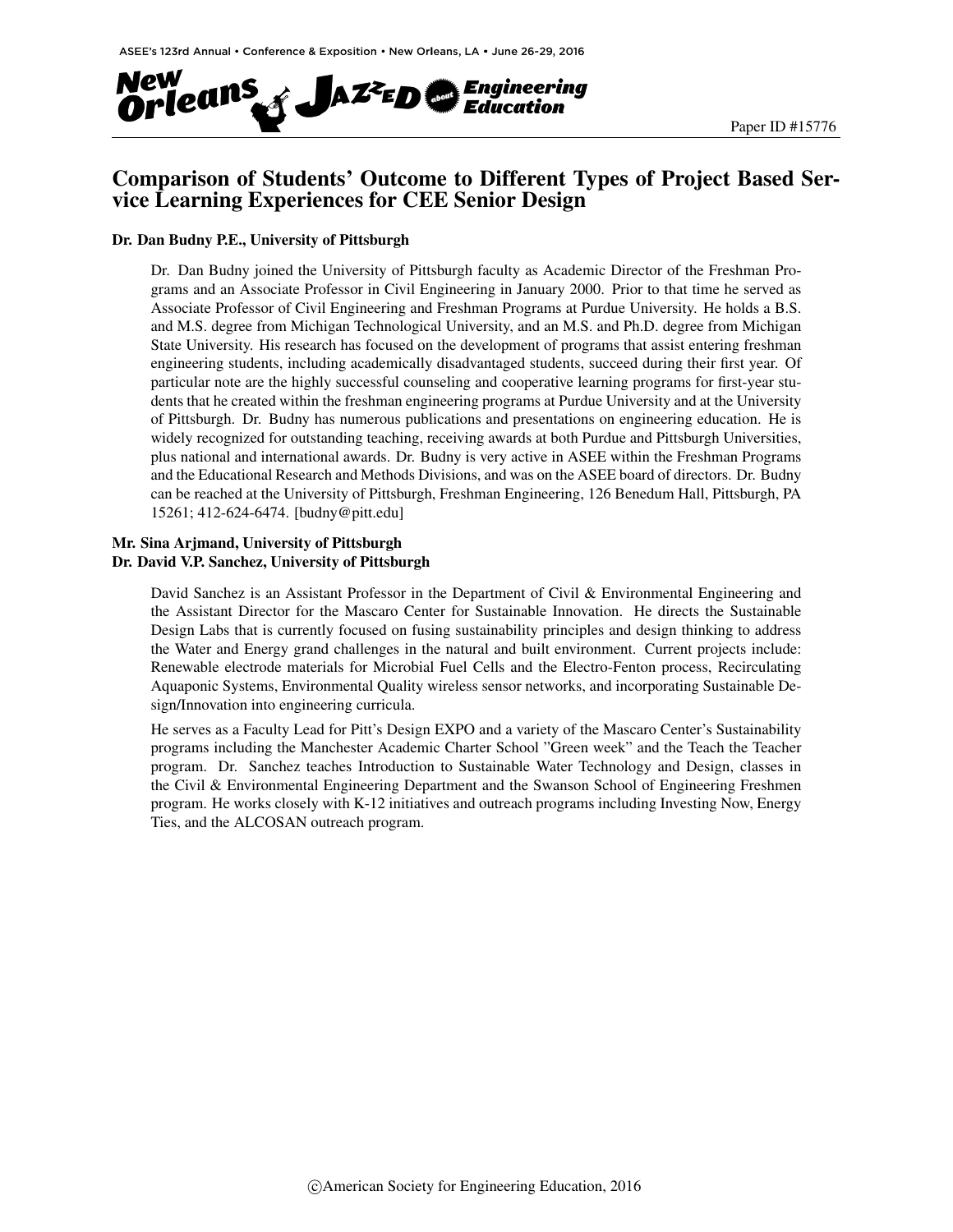# Comparison of Students' Outcome to Different Types of Project Based Service Learning Experiences for CEE Senior Design

**Dr. Dan Budny P.E., University of Pittsburgh**

Dr. Dan Budny joined the University of Pittsburgh faculty as Academic Director of the Freshman Programs and an Associate Professor in Civil Engineering in January 2000. Prior to that time he served as Associate Professor of Civil Engineering and Freshman Programs at Purdue University. He holds a B.S. and M.S. degree from Michigan Technological University, and an M.S. and Ph.D. degree from Michigan State University. His research has focused on the development of programs that assist entering freshman engineering students, including academically disadvantaged students, succeed during their first year. Of particular note are the highly successful counseling and cooperative learning programs for first-year students that he created within the freshman engineering programs at Purdue University and at the University of Pittsburgh. Dr. Budny has numerous publications and presentations on engineering education. He is widely recognized for outstanding teaching, receiving awards at both Purdue and Pittsburgh Universities, plus national and international awards. Dr. Budny is very active in ASEE within the Freshman Programs and the Educational Research and Methods Divisions, and was on the ASEE board of directors. Dr. Budny can be reached at the University of Pittsburgh, Freshman Engineering, 126 Benedum Hall, Pittsburgh, PA 15261; 412-624-6474. [budny@pitt.edu]

**Mr. Sina Arjmand, University of Pittsburgh**
**Dr. David V.P. Sanchez, University of Pittsburgh**

David Sanchez is an Assistant Professor in the Department of Civil & Environmental Engineering and the Assistant Director for the Mascaro Center for Sustainable Innovation. He directs the Sustainable Design Labs that is currently focused on fusing sustainability principles and design thinking to address the Water and Energy grand challenges in the natural and built environment. Current projects include: Renewable electrode materials for Microbial Fuel Cells and the Electro-Fenton process, Recirculating Aquaponic Systems, Environmental Quality wireless sensor networks, and incorporating Sustainable Design/Innovation into engineering curricula.

He serves as a Faculty Lead for Pitt's Design EXPO and a variety of the Mascaro Center's Sustainability programs including the Manchester Academic Charter School "Green week" and the Teach the Teacher program. Dr. Sanchez teaches Introduction to Sustainable Water Technology and Design, classes in the Civil & Environmental Engineering Department and the Swanson School of Engineering Freshmen program. He works closely with K-12 initiatives and outreach programs including Investing Now, Energy Ties, and the ALCOSAN outreach program.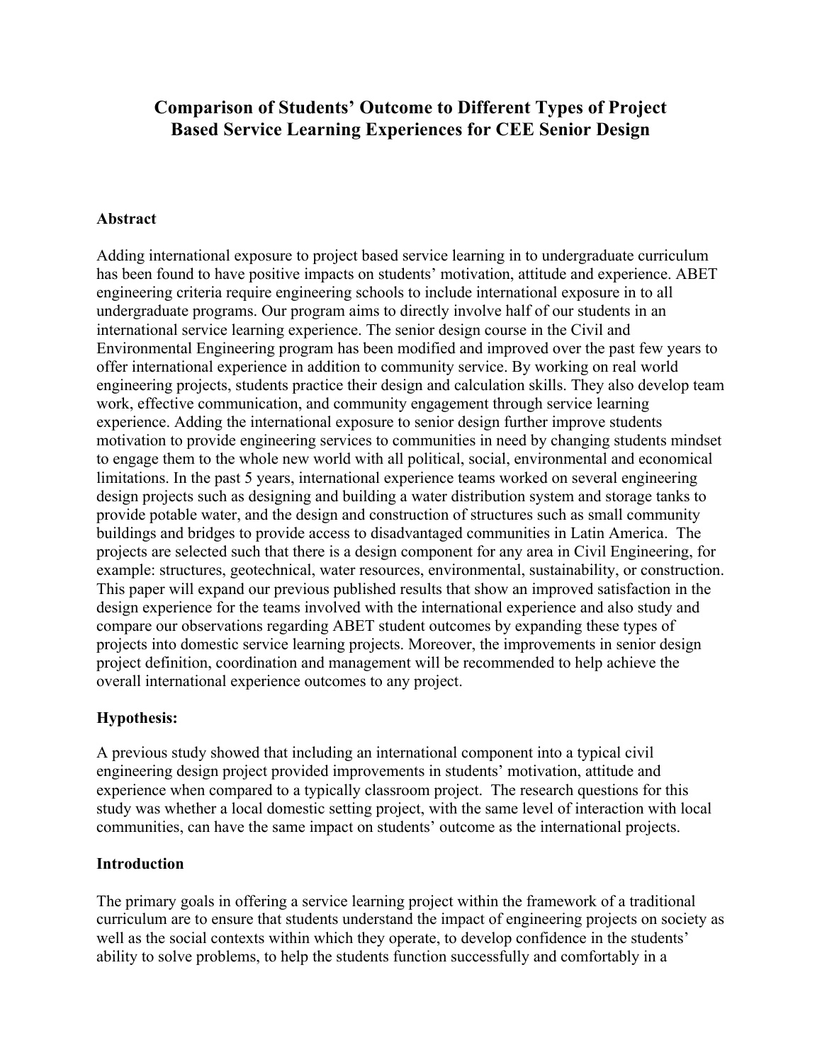# Comparison of Students' Outcome to Different Types of Project Based Service Learning Experiences for CEE Senior Design

## Abstract

Adding international exposure to project based service learning in to undergraduate curriculum has been found to have positive impacts on students' motivation, attitude and experience. ABET engineering criteria require engineering schools to include international exposure in to all undergraduate programs. Our program aims to directly involve half of our students in an international service learning experience. The senior design course in the Civil and Environmental Engineering program has been modified and improved over the past few years to offer international experience in addition to community service. By working on real world engineering projects, students practice their design and calculation skills. They also develop team work, effective communication, and community engagement through service learning experience. Adding the international exposure to senior design further improve students motivation to provide engineering services to communities in need by changing students mindset to engage them to the whole new world with all political, social, environmental and economical limitations. In the past 5 years, international experience teams worked on several engineering design projects such as designing and building a water distribution system and storage tanks to provide potable water, and the design and construction of structures such as small community buildings and bridges to provide access to disadvantaged communities in Latin America. The projects are selected such that there is a design component for any area in Civil Engineering, for example: structures, geotechnical, water resources, environmental, sustainability, or construction. This paper will expand our previous published results that show an improved satisfaction in the design experience for the teams involved with the international experience and also study and compare our observations regarding ABET student outcomes by expanding these types of projects into domestic service learning projects. Moreover, the improvements in senior design project definition, coordination and management will be recommended to help achieve the overall international experience outcomes to any project.

## Hypothesis:

A previous study showed that including an international component into a typical civil engineering design project provided improvements in students' motivation, attitude and experience when compared to a typically classroom project. The research questions for this study was whether a local domestic setting project, with the same level of interaction with local communities, can have the same impact on students' outcome as the international projects.

## Introduction

The primary goals in offering a service learning project within the framework of a traditional curriculum are to ensure that students understand the impact of engineering projects on society as well as the social contexts within which they operate, to develop confidence in the students' ability to solve problems, to help the students function successfully and comfortably in a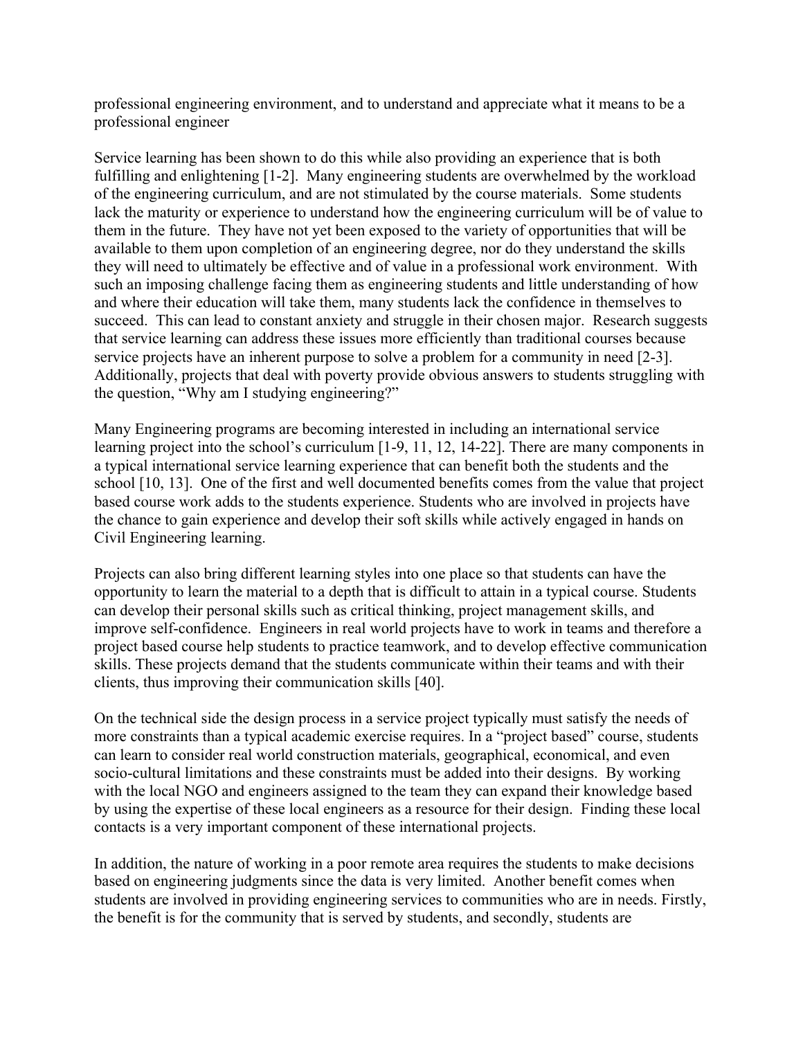professional engineering environment, and to understand and appreciate what it means to be a professional engineer

Service learning has been shown to do this while also providing an experience that is both fulfilling and enlightening [1-2]. Many engineering students are overwhelmed by the workload of the engineering curriculum, and are not stimulated by the course materials. Some students lack the maturity or experience to understand how the engineering curriculum will be of value to them in the future. They have not yet been exposed to the variety of opportunities that will be available to them upon completion of an engineering degree, nor do they understand the skills they will need to ultimately be effective and of value in a professional work environment. With such an imposing challenge facing them as engineering students and little understanding of how and where their education will take them, many students lack the confidence in themselves to succeed. This can lead to constant anxiety and struggle in their chosen major. Research suggests that service learning can address these issues more efficiently than traditional courses because service projects have an inherent purpose to solve a problem for a community in need [2-3]. Additionally, projects that deal with poverty provide obvious answers to students struggling with the question, "Why am I studying engineering?"

Many Engineering programs are becoming interested in including an international service learning project into the school's curriculum [1-9, 11, 12, 14-22]. There are many components in a typical international service learning experience that can benefit both the students and the school [10, 13]. One of the first and well documented benefits comes from the value that project based course work adds to the students experience. Students who are involved in projects have the chance to gain experience and develop their soft skills while actively engaged in hands on Civil Engineering learning.

Projects can also bring different learning styles into one place so that students can have the opportunity to learn the material to a depth that is difficult to attain in a typical course. Students can develop their personal skills such as critical thinking, project management skills, and improve self-confidence. Engineers in real world projects have to work in teams and therefore a project based course help students to practice teamwork, and to develop effective communication skills. These projects demand that the students communicate within their teams and with their clients, thus improving their communication skills [40].

On the technical side the design process in a service project typically must satisfy the needs of more constraints than a typical academic exercise requires. In a "project based" course, students can learn to consider real world construction materials, geographical, economical, and even socio-cultural limitations and these constraints must be added into their designs. By working with the local NGO and engineers assigned to the team they can expand their knowledge based by using the expertise of these local engineers as a resource for their design. Finding these local contacts is a very important component of these international projects.

In addition, the nature of working in a poor remote area requires the students to make decisions based on engineering judgments since the data is very limited. Another benefit comes when students are involved in providing engineering services to communities who are in needs. Firstly, the benefit is for the community that is served by students, and secondly, students are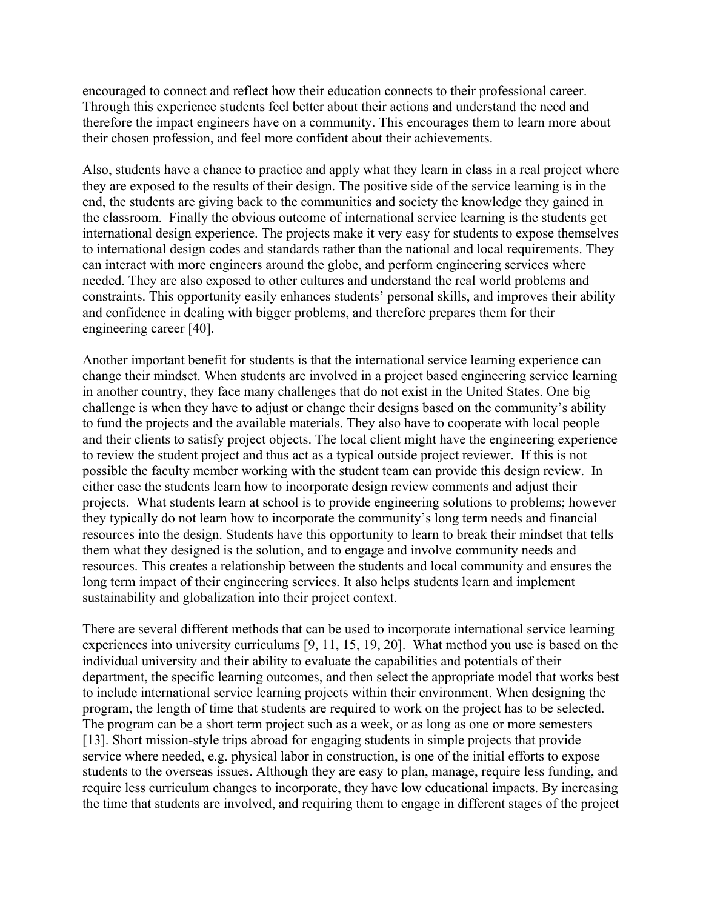encouraged to connect and reflect how their education connects to their professional career. Through this experience students feel better about their actions and understand the need and therefore the impact engineers have on a community. This encourages them to learn more about their chosen profession, and feel more confident about their achievements.

Also, students have a chance to practice and apply what they learn in class in a real project where they are exposed to the results of their design. The positive side of the service learning is in the end, the students are giving back to the communities and society the knowledge they gained in the classroom. Finally the obvious outcome of international service learning is the students get international design experience. The projects make it very easy for students to expose themselves to international design codes and standards rather than the national and local requirements. They can interact with more engineers around the globe, and perform engineering services where needed. They are also exposed to other cultures and understand the real world problems and constraints. This opportunity easily enhances students' personal skills, and improves their ability and confidence in dealing with bigger problems, and therefore prepares them for their engineering career [40].

Another important benefit for students is that the international service learning experience can change their mindset. When students are involved in a project based engineering service learning in another country, they face many challenges that do not exist in the United States. One big challenge is when they have to adjust or change their designs based on the community's ability to fund the projects and the available materials. They also have to cooperate with local people and their clients to satisfy project objects. The local client might have the engineering experience to review the student project and thus act as a typical outside project reviewer. If this is not possible the faculty member working with the student team can provide this design review. In either case the students learn how to incorporate design review comments and adjust their projects. What students learn at school is to provide engineering solutions to problems; however they typically do not learn how to incorporate the community's long term needs and financial resources into the design. Students have this opportunity to learn to break their mindset that tells them what they designed is the solution, and to engage and involve community needs and resources. This creates a relationship between the students and local community and ensures the long term impact of their engineering services. It also helps students learn and implement sustainability and globalization into their project context.

There are several different methods that can be used to incorporate international service learning experiences into university curriculums [9, 11, 15, 19, 20]. What method you use is based on the individual university and their ability to evaluate the capabilities and potentials of their department, the specific learning outcomes, and then select the appropriate model that works best to include international service learning projects within their environment. When designing the program, the length of time that students are required to work on the project has to be selected. The program can be a short term project such as a week, or as long as one or more semesters [13]. Short mission-style trips abroad for engaging students in simple projects that provide service where needed, e.g. physical labor in construction, is one of the initial efforts to expose students to the overseas issues. Although they are easy to plan, manage, require less funding, and require less curriculum changes to incorporate, they have low educational impacts. By increasing the time that students are involved, and requiring them to engage in different stages of the project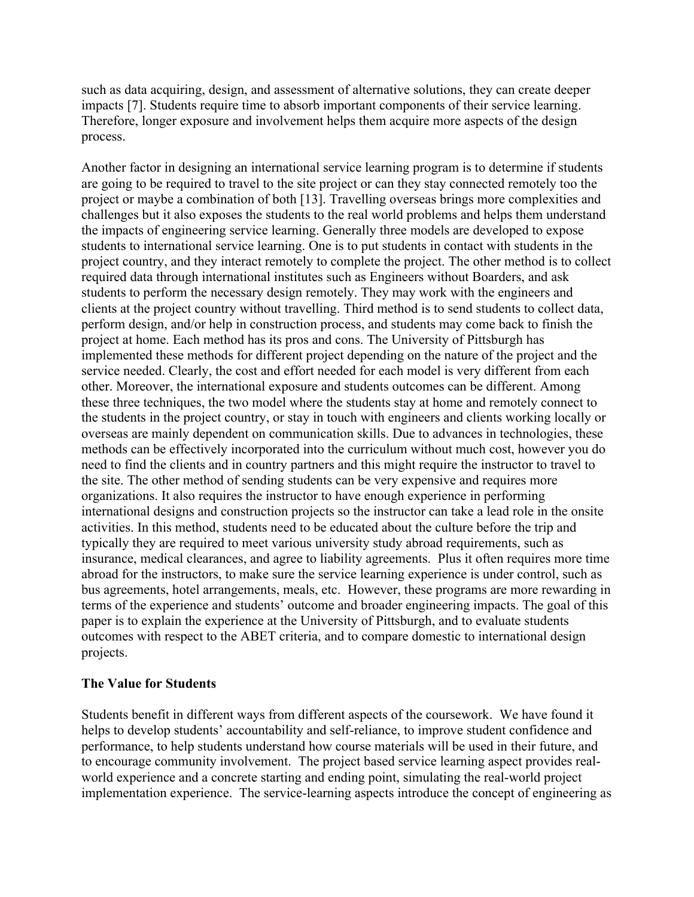such as data acquiring, design, and assessment of alternative solutions, they can create deeper impacts [7]. Students require time to absorb important components of their service learning. Therefore, longer exposure and involvement helps them acquire more aspects of the design process.

Another factor in designing an international service learning program is to determine if students are going to be required to travel to the site project or can they stay connected remotely too the project or maybe a combination of both [13]. Travelling overseas brings more complexities and challenges but it also exposes the students to the real world problems and helps them understand the impacts of engineering service learning. Generally three models are developed to expose students to international service learning. One is to put students in contact with students in the project country, and they interact remotely to complete the project. The other method is to collect required data through international institutes such as Engineers without Boarders, and ask students to perform the necessary design remotely. They may work with the engineers and clients at the project country without travelling. Third method is to send students to collect data, perform design, and/or help in construction process, and students may come back to finish the project at home. Each method has its pros and cons. The University of Pittsburgh has implemented these methods for different project depending on the nature of the project and the service needed. Clearly, the cost and effort needed for each model is very different from each other. Moreover, the international exposure and students outcomes can be different. Among these three techniques, the two model where the students stay at home and remotely connect to the students in the project country, or stay in touch with engineers and clients working locally or overseas are mainly dependent on communication skills. Due to advances in technologies, these methods can be effectively incorporated into the curriculum without much cost, however you do need to find the clients and in country partners and this might require the instructor to travel to the site. The other method of sending students can be very expensive and requires more organizations. It also requires the instructor to have enough experience in performing international designs and construction projects so the instructor can take a lead role in the onsite activities. In this method, students need to be educated about the culture before the trip and typically they are required to meet various university study abroad requirements, such as insurance, medical clearances, and agree to liability agreements. Plus it often requires more time abroad for the instructors, to make sure the service learning experience is under control, such as bus agreements, hotel arrangements, meals, etc. However, these programs are more rewarding in terms of the experience and students' outcome and broader engineering impacts. The goal of this paper is to explain the experience at the University of Pittsburgh, and to evaluate students outcomes with respect to the ABET criteria, and to compare domestic to international design projects.

## The Value for Students

Students benefit in different ways from different aspects of the coursework. We have found it helps to develop students' accountability and self-reliance, to improve student confidence and performance, to help students understand how course materials will be used in their future, and to encourage community involvement. The project based service learning aspect provides real-world experience and a concrete starting and ending point, simulating the real-world project implementation experience. The service-learning aspects introduce the concept of engineering as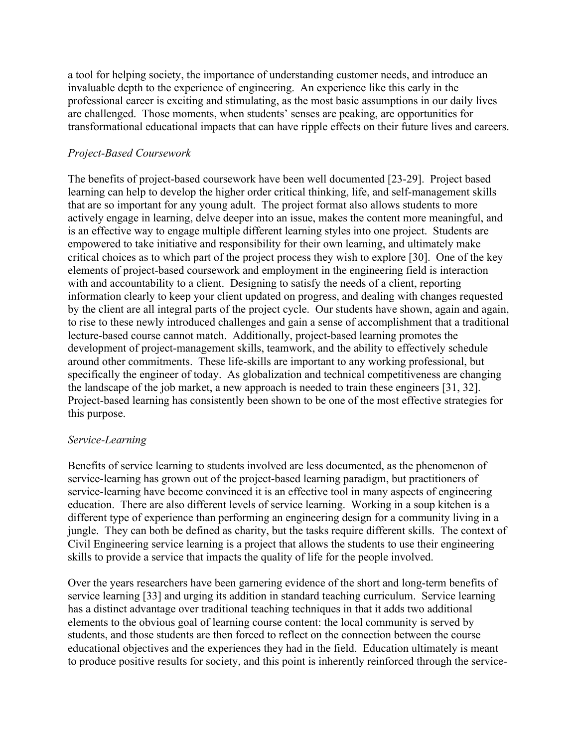a tool for helping society, the importance of understanding customer needs, and introduce an invaluable depth to the experience of engineering. An experience like this early in the professional career is exciting and stimulating, as the most basic assumptions in our daily lives are challenged. Those moments, when students' senses are peaking, are opportunities for transformational educational impacts that can have ripple effects on their future lives and careers.

*Project-Based Coursework*

The benefits of project-based coursework have been well documented [23-29]. Project based learning can help to develop the higher order critical thinking, life, and self-management skills that are so important for any young adult. The project format also allows students to more actively engage in learning, delve deeper into an issue, makes the content more meaningful, and is an effective way to engage multiple different learning styles into one project. Students are empowered to take initiative and responsibility for their own learning, and ultimately make critical choices as to which part of the project process they wish to explore [30]. One of the key elements of project-based coursework and employment in the engineering field is interaction with and accountability to a client. Designing to satisfy the needs of a client, reporting information clearly to keep your client updated on progress, and dealing with changes requested by the client are all integral parts of the project cycle. Our students have shown, again and again, to rise to these newly introduced challenges and gain a sense of accomplishment that a traditional lecture-based course cannot match. Additionally, project-based learning promotes the development of project-management skills, teamwork, and the ability to effectively schedule around other commitments. These life-skills are important to any working professional, but specifically the engineer of today. As globalization and technical competitiveness are changing the landscape of the job market, a new approach is needed to train these engineers [31, 32]. Project-based learning has consistently been shown to be one of the most effective strategies for this purpose.

*Service-Learning*

Benefits of service learning to students involved are less documented, as the phenomenon of service-learning has grown out of the project-based learning paradigm, but practitioners of service-learning have become convinced it is an effective tool in many aspects of engineering education. There are also different levels of service learning. Working in a soup kitchen is a different type of experience than performing an engineering design for a community living in a jungle. They can both be defined as charity, but the tasks require different skills. The context of Civil Engineering service learning is a project that allows the students to use their engineering skills to provide a service that impacts the quality of life for the people involved.

Over the years researchers have been garnering evidence of the short and long-term benefits of service learning [33] and urging its addition in standard teaching curriculum. Service learning has a distinct advantage over traditional teaching techniques in that it adds two additional elements to the obvious goal of learning course content: the local community is served by students, and those students are then forced to reflect on the connection between the course educational objectives and the experiences they had in the field. Education ultimately is meant to produce positive results for society, and this point is inherently reinforced through the service-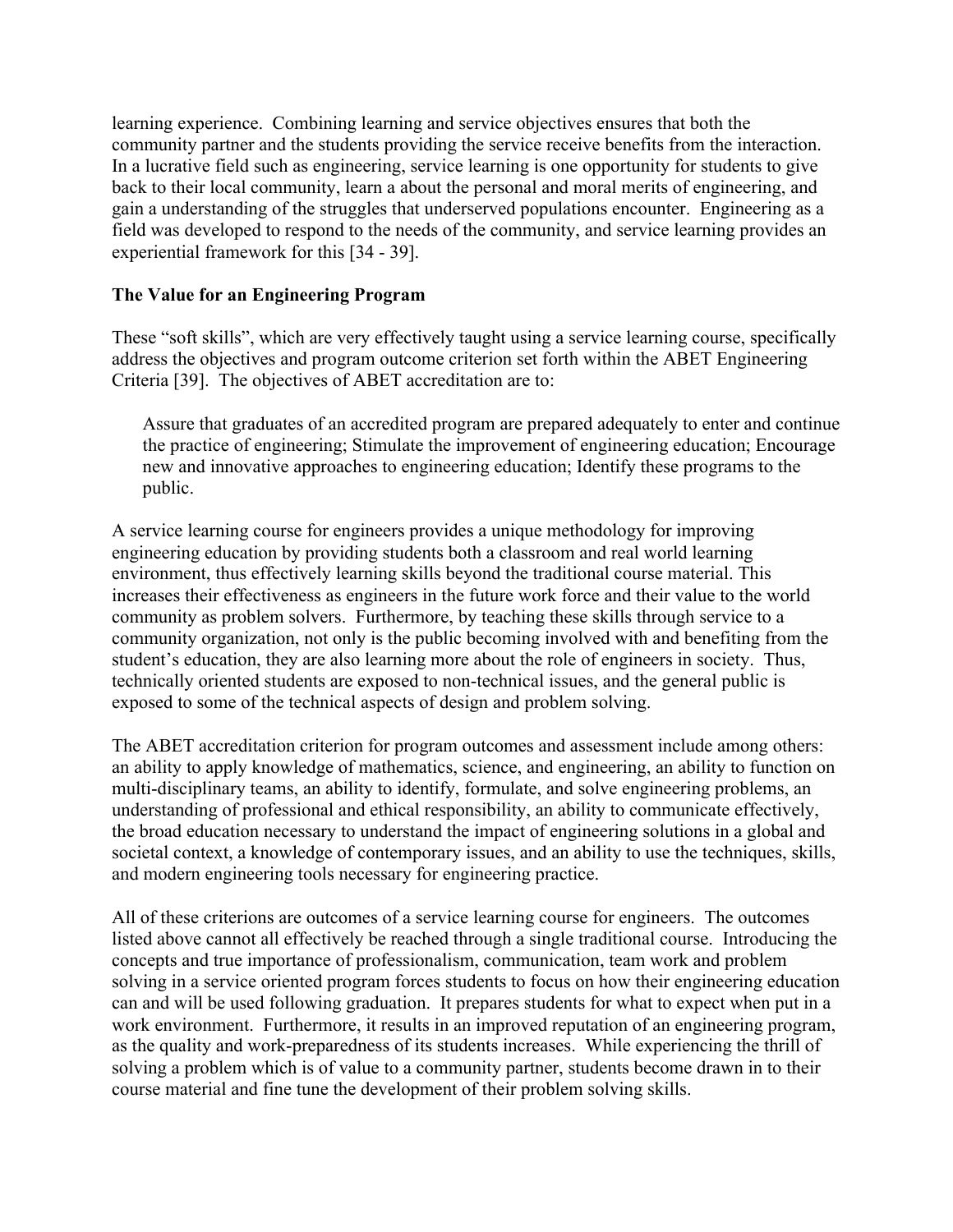learning experience. Combining learning and service objectives ensures that both the community partner and the students providing the service receive benefits from the interaction. In a lucrative field such as engineering, service learning is one opportunity for students to give back to their local community, learn a about the personal and moral merits of engineering, and gain a understanding of the struggles that underserved populations encounter. Engineering as a field was developed to respond to the needs of the community, and service learning provides an experiential framework for this [34 - 39].

**The Value for an Engineering Program**

These "soft skills", which are very effectively taught using a service learning course, specifically address the objectives and program outcome criterion set forth within the ABET Engineering Criteria [39]. The objectives of ABET accreditation are to:

> Assure that graduates of an accredited program are prepared adequately to enter and continue the practice of engineering; Stimulate the improvement of engineering education; Encourage new and innovative approaches to engineering education; Identify these programs to the public.

A service learning course for engineers provides a unique methodology for improving engineering education by providing students both a classroom and real world learning environment, thus effectively learning skills beyond the traditional course material. This increases their effectiveness as engineers in the future work force and their value to the world community as problem solvers. Furthermore, by teaching these skills through service to a community organization, not only is the public becoming involved with and benefiting from the student's education, they are also learning more about the role of engineers in society. Thus, technically oriented students are exposed to non-technical issues, and the general public is exposed to some of the technical aspects of design and problem solving.

The ABET accreditation criterion for program outcomes and assessment include among others: an ability to apply knowledge of mathematics, science, and engineering, an ability to function on multi-disciplinary teams, an ability to identify, formulate, and solve engineering problems, an understanding of professional and ethical responsibility, an ability to communicate effectively, the broad education necessary to understand the impact of engineering solutions in a global and societal context, a knowledge of contemporary issues, and an ability to use the techniques, skills, and modern engineering tools necessary for engineering practice.

All of these criterions are outcomes of a service learning course for engineers. The outcomes listed above cannot all effectively be reached through a single traditional course. Introducing the concepts and true importance of professionalism, communication, team work and problem solving in a service oriented program forces students to focus on how their engineering education can and will be used following graduation. It prepares students for what to expect when put in a work environment. Furthermore, it results in an improved reputation of an engineering program, as the quality and work-preparedness of its students increases. While experiencing the thrill of solving a problem which is of value to a community partner, students become drawn in to their course material and fine tune the development of their problem solving skills.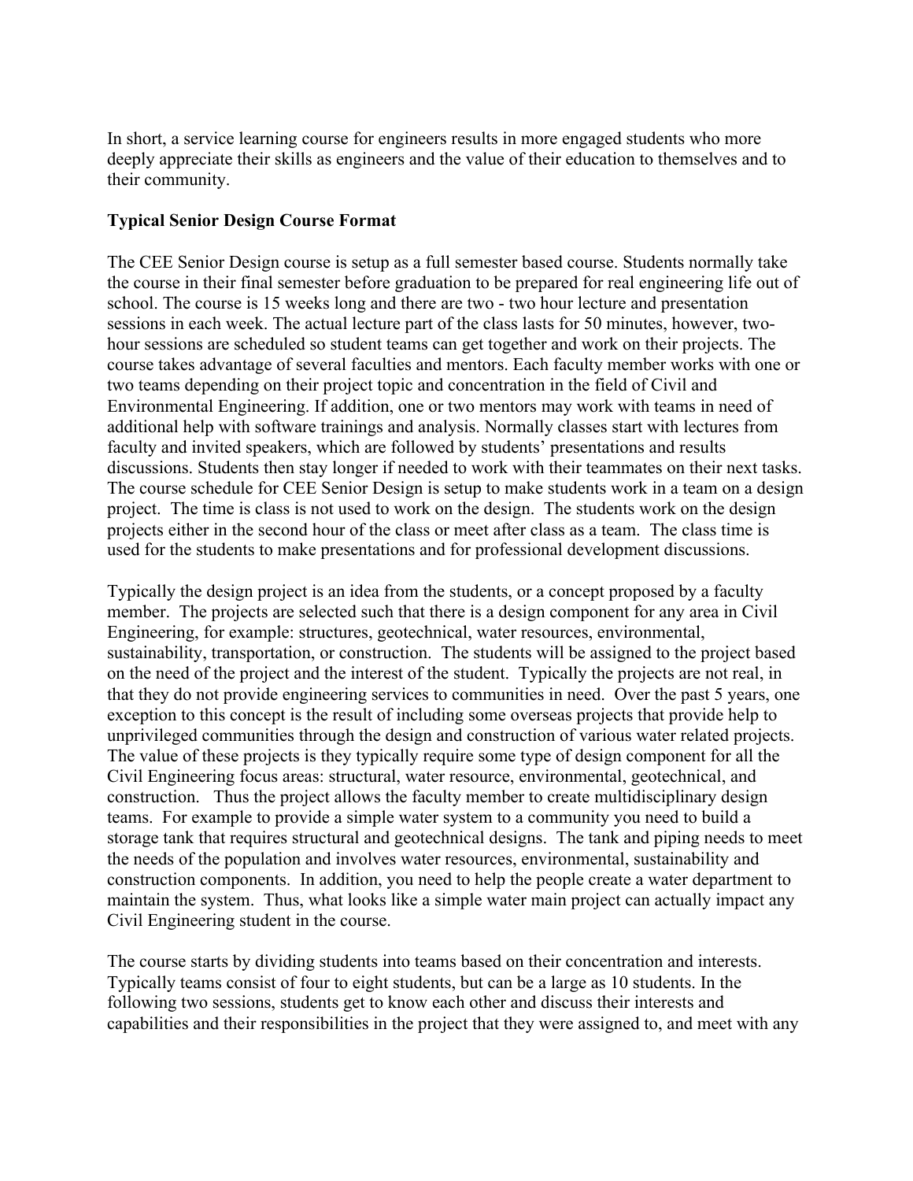In short, a service learning course for engineers results in more engaged students who more deeply appreciate their skills as engineers and the value of their education to themselves and to their community.

**Typical Senior Design Course Format**

The CEE Senior Design course is setup as a full semester based course. Students normally take the course in their final semester before graduation to be prepared for real engineering life out of school. The course is 15 weeks long and there are two - two hour lecture and presentation sessions in each week. The actual lecture part of the class lasts for 50 minutes, however, two-hour sessions are scheduled so student teams can get together and work on their projects. The course takes advantage of several faculties and mentors. Each faculty member works with one or two teams depending on their project topic and concentration in the field of Civil and Environmental Engineering. If addition, one or two mentors may work with teams in need of additional help with software trainings and analysis. Normally classes start with lectures from faculty and invited speakers, which are followed by students' presentations and results discussions. Students then stay longer if needed to work with their teammates on their next tasks. The course schedule for CEE Senior Design is setup to make students work in a team on a design project. The time is class is not used to work on the design. The students work on the design projects either in the second hour of the class or meet after class as a team. The class time is used for the students to make presentations and for professional development discussions.

Typically the design project is an idea from the students, or a concept proposed by a faculty member. The projects are selected such that there is a design component for any area in Civil Engineering, for example: structures, geotechnical, water resources, environmental, sustainability, transportation, or construction. The students will be assigned to the project based on the need of the project and the interest of the student. Typically the projects are not real, in that they do not provide engineering services to communities in need. Over the past 5 years, one exception to this concept is the result of including some overseas projects that provide help to unprivileged communities through the design and construction of various water related projects. The value of these projects is they typically require some type of design component for all the Civil Engineering focus areas: structural, water resource, environmental, geotechnical, and construction. Thus the project allows the faculty member to create multidisciplinary design teams. For example to provide a simple water system to a community you need to build a storage tank that requires structural and geotechnical designs. The tank and piping needs to meet the needs of the population and involves water resources, environmental, sustainability and construction components. In addition, you need to help the people create a water department to maintain the system. Thus, what looks like a simple water main project can actually impact any Civil Engineering student in the course.

The course starts by dividing students into teams based on their concentration and interests. Typically teams consist of four to eight students, but can be a large as 10 students. In the following two sessions, students get to know each other and discuss their interests and capabilities and their responsibilities in the project that they were assigned to, and meet with any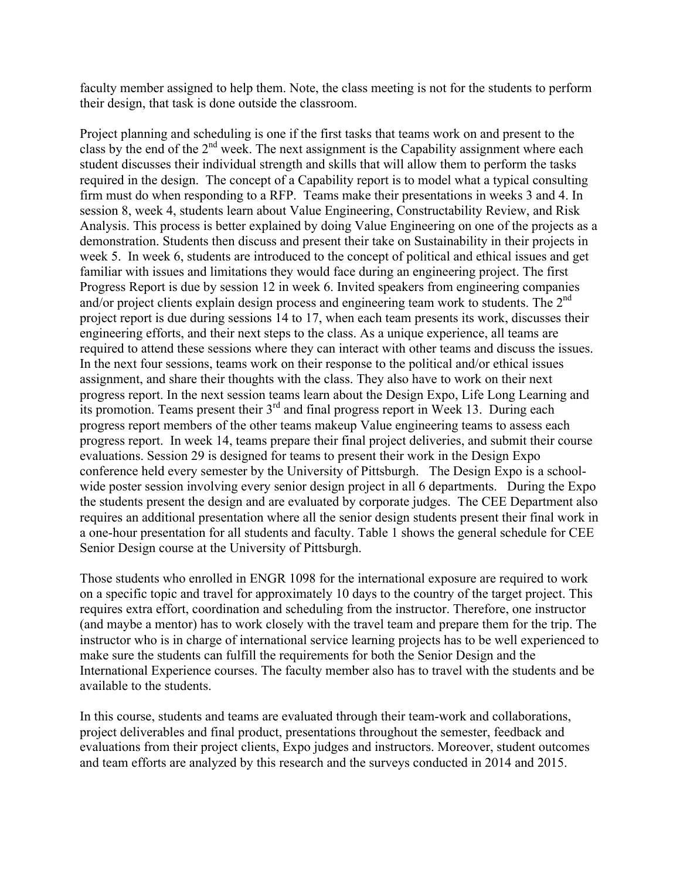faculty member assigned to help them. Note, the class meeting is not for the students to perform their design, that task is done outside the classroom.

Project planning and scheduling is one if the first tasks that teams work on and present to the class by the end of the 2nd week. The next assignment is the Capability assignment where each student discusses their individual strength and skills that will allow them to perform the tasks required in the design. The concept of a Capability report is to model what a typical consulting firm must do when responding to a RFP. Teams make their presentations in weeks 3 and 4. In session 8, week 4, students learn about Value Engineering, Constructability Review, and Risk Analysis. This process is better explained by doing Value Engineering on one of the projects as a demonstration. Students then discuss and present their take on Sustainability in their projects in week 5. In week 6, students are introduced to the concept of political and ethical issues and get familiar with issues and limitations they would face during an engineering project. The first Progress Report is due by session 12 in week 6. Invited speakers from engineering companies and/or project clients explain design process and engineering team work to students. The 2nd project report is due during sessions 14 to 17, when each team presents its work, discusses their engineering efforts, and their next steps to the class. As a unique experience, all teams are required to attend these sessions where they can interact with other teams and discuss the issues. In the next four sessions, teams work on their response to the political and/or ethical issues assignment, and share their thoughts with the class. They also have to work on their next progress report. In the next session teams learn about the Design Expo, Life Long Learning and its promotion. Teams present their 3rd and final progress report in Week 13. During each progress report members of the other teams makeup Value engineering teams to assess each progress report. In week 14, teams prepare their final project deliveries, and submit their course evaluations. Session 29 is designed for teams to present their work in the Design Expo conference held every semester by the University of Pittsburgh. The Design Expo is a school-wide poster session involving every senior design project in all 6 departments. During the Expo the students present the design and are evaluated by corporate judges. The CEE Department also requires an additional presentation where all the senior design students present their final work in a one-hour presentation for all students and faculty. Table 1 shows the general schedule for CEE Senior Design course at the University of Pittsburgh.

Those students who enrolled in ENGR 1098 for the international exposure are required to work on a specific topic and travel for approximately 10 days to the country of the target project. This requires extra effort, coordination and scheduling from the instructor. Therefore, one instructor (and maybe a mentor) has to work closely with the travel team and prepare them for the trip. The instructor who is in charge of international service learning projects has to be well experienced to make sure the students can fulfill the requirements for both the Senior Design and the International Experience courses. The faculty member also has to travel with the students and be available to the students.

In this course, students and teams are evaluated through their team-work and collaborations, project deliverables and final product, presentations throughout the semester, feedback and evaluations from their project clients, Expo judges and instructors. Moreover, student outcomes and team efforts are analyzed by this research and the surveys conducted in 2014 and 2015.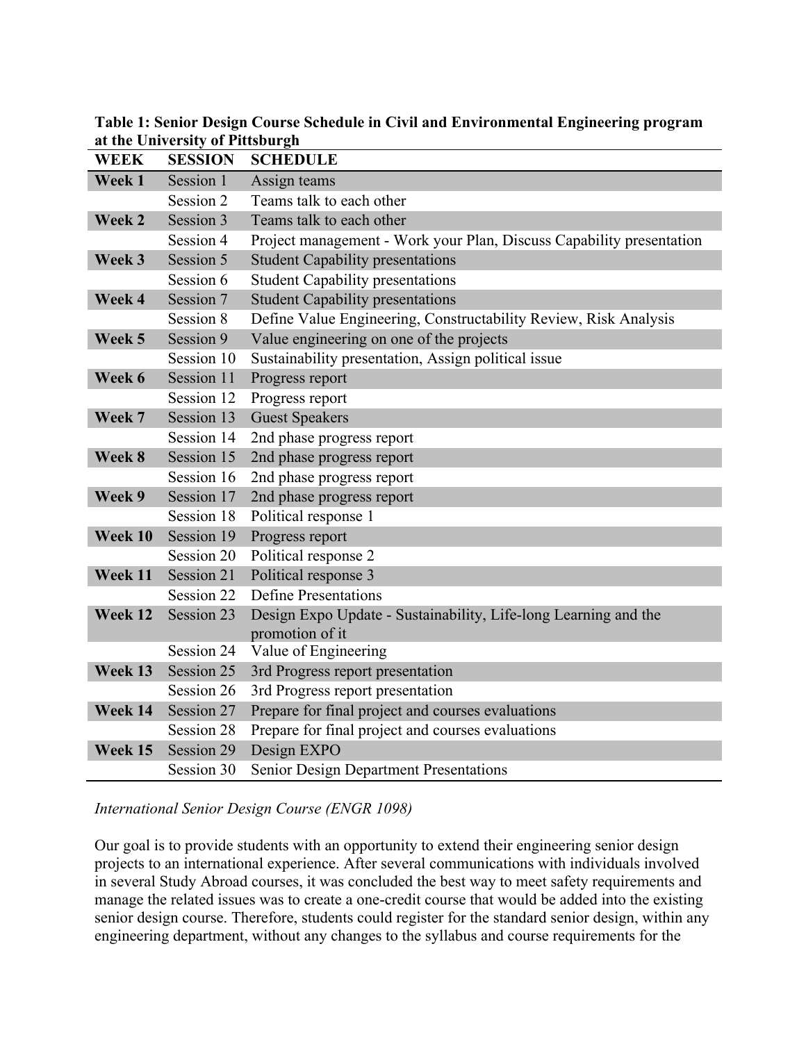**Table 1: Senior Design Course Schedule in Civil and Environmental Engineering program at the University of Pittsburgh**

| WEEK | SESSION | SCHEDULE |
|---|---|---|
| **Week 1** | Session 1 | Assign teams |
| | Session 2 | Teams talk to each other |
| **Week 2** | Session 3 | Teams talk to each other |
| | Session 4 | Project management - Work your Plan, Discuss Capability presentation |
| **Week 3** | Session 5 | Student Capability presentations |
| | Session 6 | Student Capability presentations |
| **Week 4** | Session 7 | Student Capability presentations |
| | Session 8 | Define Value Engineering, Constructability Review, Risk Analysis |
| **Week 5** | Session 9 | Value engineering on one of the projects |
| | Session 10 | Sustainability presentation, Assign political issue |
| **Week 6** | Session 11 | Progress report |
| | Session 12 | Progress report |
| **Week 7** | Session 13 | Guest Speakers |
| | Session 14 | 2nd phase progress report |
| **Week 8** | Session 15 | 2nd phase progress report |
| | Session 16 | 2nd phase progress report |
| **Week 9** | Session 17 | 2nd phase progress report |
| | Session 18 | Political response 1 |
| **Week 10** | Session 19 | Progress report |
| | Session 20 | Political response 2 |
| **Week 11** | Session 21 | Political response 3 |
| | Session 22 | Define Presentations |
| **Week 12** | Session 23 | Design Expo Update - Sustainability, Life-long Learning and the promotion of it |
| | Session 24 | Value of Engineering |
| **Week 13** | Session 25 | 3rd Progress report presentation |
| | Session 26 | 3rd Progress report presentation |
| **Week 14** | Session 27 | Prepare for final project and courses evaluations |
| | Session 28 | Prepare for final project and courses evaluations |
| **Week 15** | Session 29 | Design EXPO |
| | Session 30 | Senior Design Department Presentations |

*International Senior Design Course (ENGR 1098)*

Our goal is to provide students with an opportunity to extend their engineering senior design projects to an international experience. After several communications with individuals involved in several Study Abroad courses, it was concluded the best way to meet safety requirements and manage the related issues was to create a one-credit course that would be added into the existing senior design course. Therefore, students could register for the standard senior design, within any engineering department, without any changes to the syllabus and course requirements for the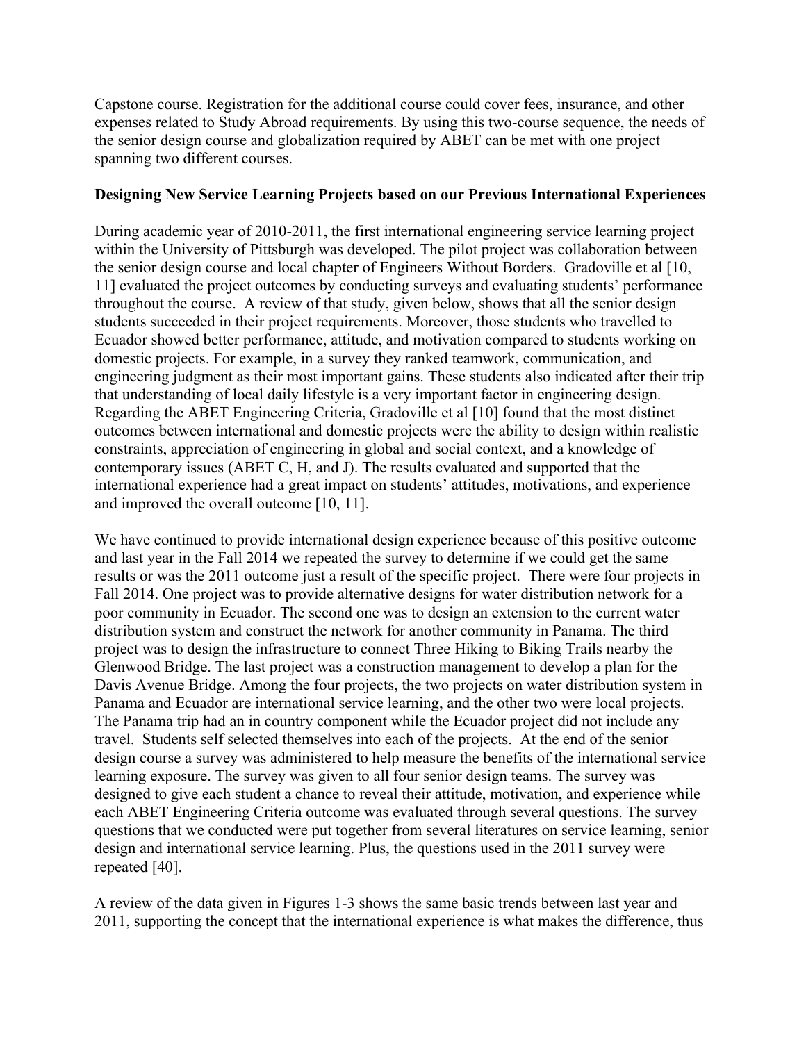Capstone course. Registration for the additional course could cover fees, insurance, and other expenses related to Study Abroad requirements. By using this two-course sequence, the needs of the senior design course and globalization required by ABET can be met with one project spanning two different courses.

**Designing New Service Learning Projects based on our Previous International Experiences**

During academic year of 2010-2011, the first international engineering service learning project within the University of Pittsburgh was developed. The pilot project was collaboration between the senior design course and local chapter of Engineers Without Borders. Gradoville et al [10, 11] evaluated the project outcomes by conducting surveys and evaluating students' performance throughout the course. A review of that study, given below, shows that all the senior design students succeeded in their project requirements. Moreover, those students who travelled to Ecuador showed better performance, attitude, and motivation compared to students working on domestic projects. For example, in a survey they ranked teamwork, communication, and engineering judgment as their most important gains. These students also indicated after their trip that understanding of local daily lifestyle is a very important factor in engineering design. Regarding the ABET Engineering Criteria, Gradoville et al [10] found that the most distinct outcomes between international and domestic projects were the ability to design within realistic constraints, appreciation of engineering in global and social context, and a knowledge of contemporary issues (ABET C, H, and J). The results evaluated and supported that the international experience had a great impact on students' attitudes, motivations, and experience and improved the overall outcome [10, 11].

We have continued to provide international design experience because of this positive outcome and last year in the Fall 2014 we repeated the survey to determine if we could get the same results or was the 2011 outcome just a result of the specific project. There were four projects in Fall 2014. One project was to provide alternative designs for water distribution network for a poor community in Ecuador. The second one was to design an extension to the current water distribution system and construct the network for another community in Panama. The third project was to design the infrastructure to connect Three Hiking to Biking Trails nearby the Glenwood Bridge. The last project was a construction management to develop a plan for the Davis Avenue Bridge. Among the four projects, the two projects on water distribution system in Panama and Ecuador are international service learning, and the other two were local projects. The Panama trip had an in country component while the Ecuador project did not include any travel. Students self selected themselves into each of the projects. At the end of the senior design course a survey was administered to help measure the benefits of the international service learning exposure. The survey was given to all four senior design teams. The survey was designed to give each student a chance to reveal their attitude, motivation, and experience while each ABET Engineering Criteria outcome was evaluated through several questions. The survey questions that we conducted were put together from several literatures on service learning, senior design and international service learning. Plus, the questions used in the 2011 survey were repeated [40].

A review of the data given in Figures 1-3 shows the same basic trends between last year and 2011, supporting the concept that the international experience is what makes the difference, thus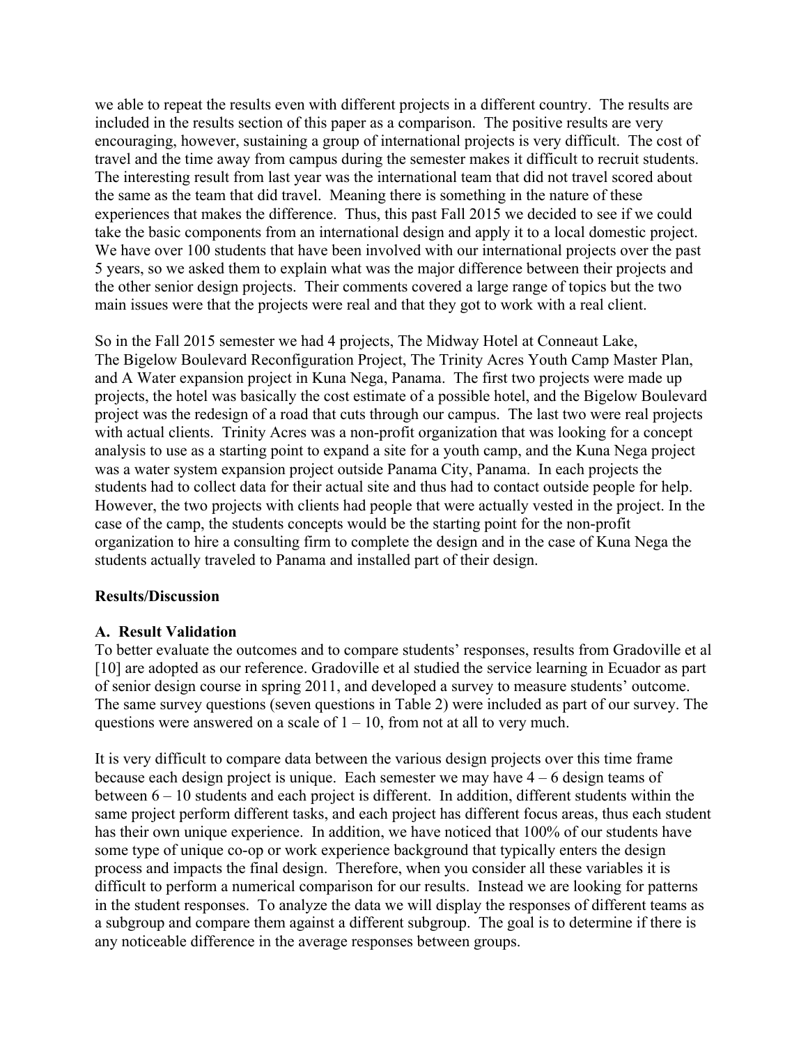we able to repeat the results even with different projects in a different country. The results are included in the results section of this paper as a comparison. The positive results are very encouraging, however, sustaining a group of international projects is very difficult. The cost of travel and the time away from campus during the semester makes it difficult to recruit students. The interesting result from last year was the international team that did not travel scored about the same as the team that did travel. Meaning there is something in the nature of these experiences that makes the difference. Thus, this past Fall 2015 we decided to see if we could take the basic components from an international design and apply it to a local domestic project. We have over 100 students that have been involved with our international projects over the past 5 years, so we asked them to explain what was the major difference between their projects and the other senior design projects. Their comments covered a large range of topics but the two main issues were that the projects were real and that they got to work with a real client.

So in the Fall 2015 semester we had 4 projects, The Midway Hotel at Conneaut Lake, The Bigelow Boulevard Reconfiguration Project, The Trinity Acres Youth Camp Master Plan, and A Water expansion project in Kuna Nega, Panama. The first two projects were made up projects, the hotel was basically the cost estimate of a possible hotel, and the Bigelow Boulevard project was the redesign of a road that cuts through our campus. The last two were real projects with actual clients. Trinity Acres was a non-profit organization that was looking for a concept analysis to use as a starting point to expand a site for a youth camp, and the Kuna Nega project was a water system expansion project outside Panama City, Panama. In each projects the students had to collect data for their actual site and thus had to contact outside people for help. However, the two projects with clients had people that were actually vested in the project. In the case of the camp, the students concepts would be the starting point for the non-profit organization to hire a consulting firm to complete the design and in the case of Kuna Nega the students actually traveled to Panama and installed part of their design.

**Results/Discussion**

**A. Result Validation**

To better evaluate the outcomes and to compare students' responses, results from Gradoville et al [10] are adopted as our reference. Gradoville et al studied the service learning in Ecuador as part of senior design course in spring 2011, and developed a survey to measure students' outcome. The same survey questions (seven questions in Table 2) were included as part of our survey. The questions were answered on a scale of 1 – 10, from not at all to very much.

It is very difficult to compare data between the various design projects over this time frame because each design project is unique. Each semester we may have 4 – 6 design teams of between 6 – 10 students and each project is different. In addition, different students within the same project perform different tasks, and each project has different focus areas, thus each student has their own unique experience. In addition, we have noticed that 100% of our students have some type of unique co-op or work experience background that typically enters the design process and impacts the final design. Therefore, when you consider all these variables it is difficult to perform a numerical comparison for our results. Instead we are looking for patterns in the student responses. To analyze the data we will display the responses of different teams as a subgroup and compare them against a different subgroup. The goal is to determine if there is any noticeable difference in the average responses between groups.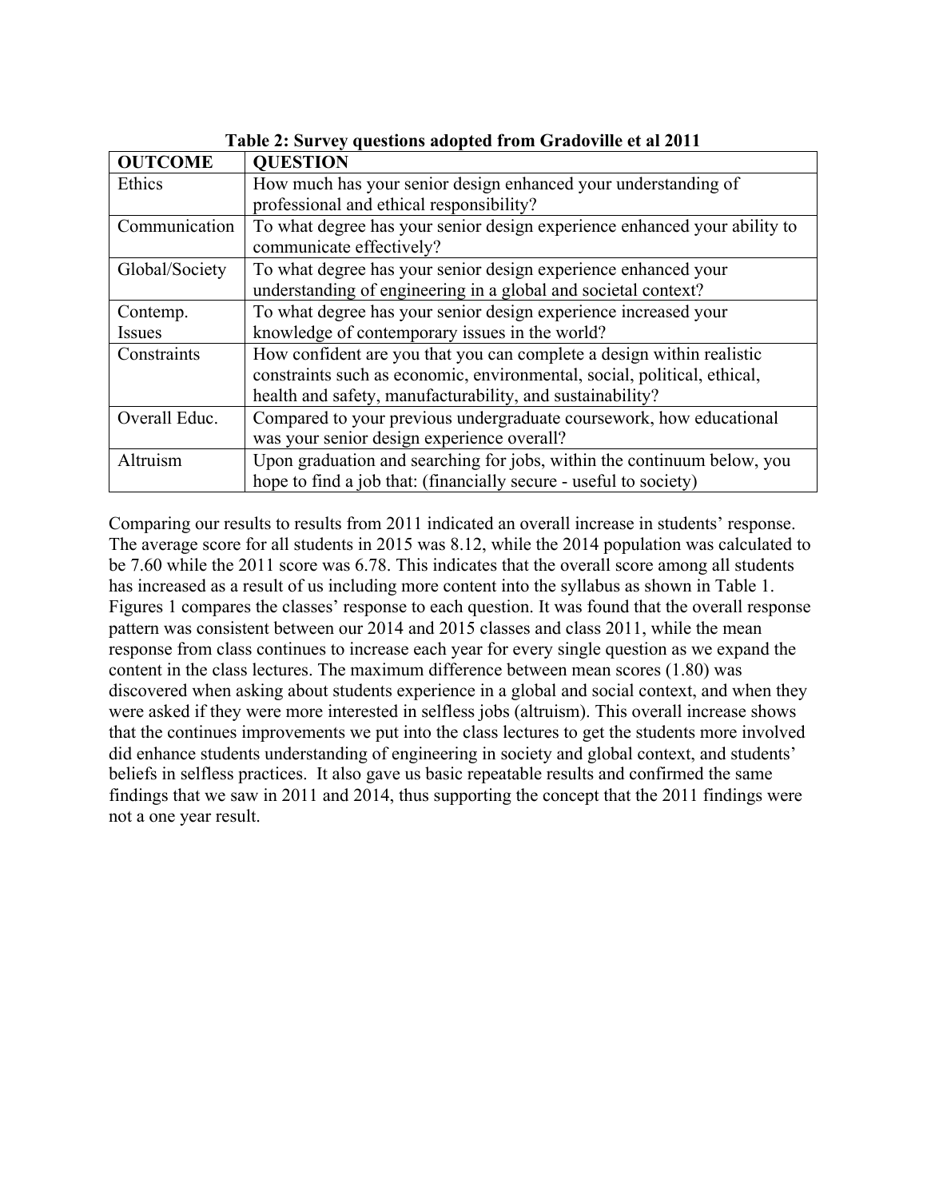**Table 2: Survey questions adopted from Gradoville et al 2011**

| OUTCOME | QUESTION |
|---|---|
| Ethics | How much has your senior design enhanced your understanding of professional and ethical responsibility? |
| Communication | To what degree has your senior design experience enhanced your ability to communicate effectively? |
| Global/Society | To what degree has your senior design experience enhanced your understanding of engineering in a global and societal context? |
| Contemp. Issues | To what degree has your senior design experience increased your knowledge of contemporary issues in the world? |
| Constraints | How confident are you that you can complete a design within realistic constraints such as economic, environmental, social, political, ethical, health and safety, manufacturability, and sustainability? |
| Overall Educ. | Compared to your previous undergraduate coursework, how educational was your senior design experience overall? |
| Altruism | Upon graduation and searching for jobs, within the continuum below, you hope to find a job that: (financially secure - useful to society) |

Comparing our results to results from 2011 indicated an overall increase in students' response. The average score for all students in 2015 was 8.12, while the 2014 population was calculated to be 7.60 while the 2011 score was 6.78. This indicates that the overall score among all students has increased as a result of us including more content into the syllabus as shown in Table 1. Figures 1 compares the classes' response to each question. It was found that the overall response pattern was consistent between our 2014 and 2015 classes and class 2011, while the mean response from class continues to increase each year for every single question as we expand the content in the class lectures. The maximum difference between mean scores (1.80) was discovered when asking about students experience in a global and social context, and when they were asked if they were more interested in selfless jobs (altruism). This overall increase shows that the continues improvements we put into the class lectures to get the students more involved did enhance students understanding of engineering in society and global context, and students' beliefs in selfless practices. It also gave us basic repeatable results and confirmed the same findings that we saw in 2011 and 2014, thus supporting the concept that the 2011 findings were not a one year result.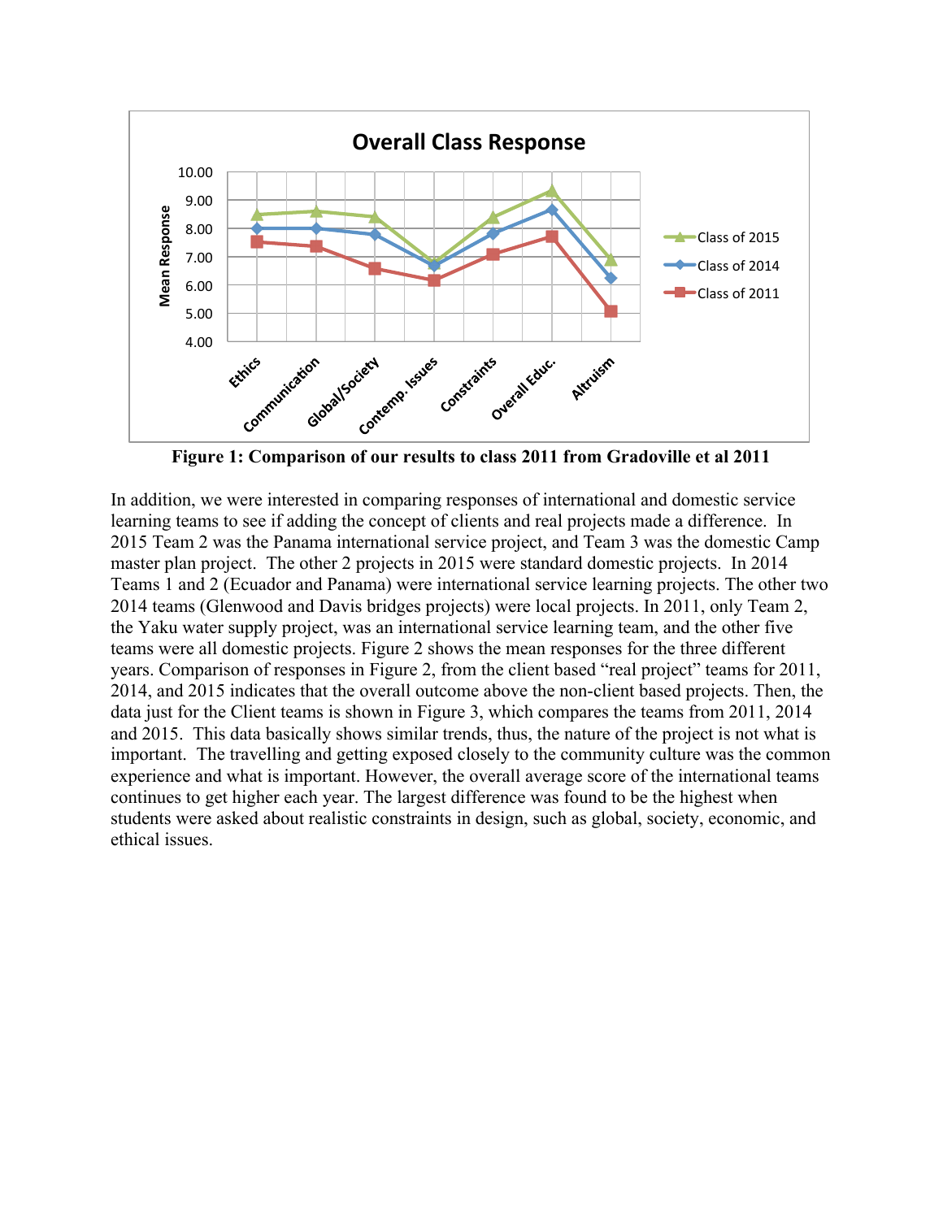Figure 1: Comparison of our results to class 2011 from Gradoville et al 2011

In addition, we were interested in comparing responses of international and domestic service learning teams to see if adding the concept of clients and real projects made a difference. In 2015 Team 2 was the Panama international service project, and Team 3 was the domestic Camp master plan project. The other 2 projects in 2015 were standard domestic projects. In 2014 Teams 1 and 2 (Ecuador and Panama) were international service learning projects. The other two 2014 teams (Glenwood and Davis bridges projects) were local projects. In 2011, only Team 2, the Yaku water supply project, was an international service learning team, and the other five teams were all domestic projects. Figure 2 shows the mean responses for the three different years. Comparison of responses in Figure 2, from the client based "real project" teams for 2011, 2014, and 2015 indicates that the overall outcome above the non-client based projects. Then, the data just for the Client teams is shown in Figure 3, which compares the teams from 2011, 2014 and 2015. This data basically shows similar trends, thus, the nature of the project is not what is important. The travelling and getting exposed closely to the community culture was the common experience and what is important. However, the overall average score of the international teams continues to get higher each year. The largest difference was found to be the highest when students were asked about realistic constraints in design, such as global, society, economic, and ethical issues.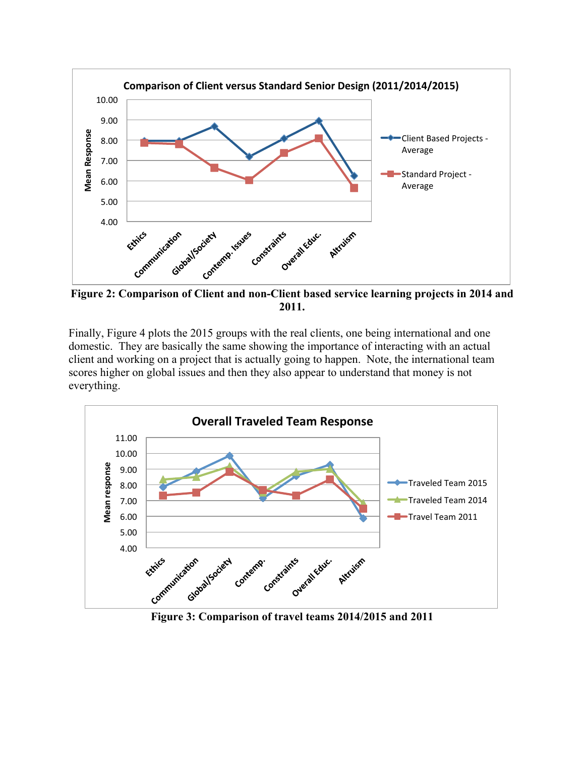Figure 2: Comparison of Client and non-Client based service learning projects in 2014 and 2011.

Finally, Figure 4 plots the 2015 groups with the real clients, one being international and one domestic. They are basically the same showing the importance of interacting with an actual client and working on a project that is actually going to happen. Note, the international team scores higher on global issues and then they also appear to understand that money is not everything.

Figure 3: Comparison of travel teams 2014/2015 and 2011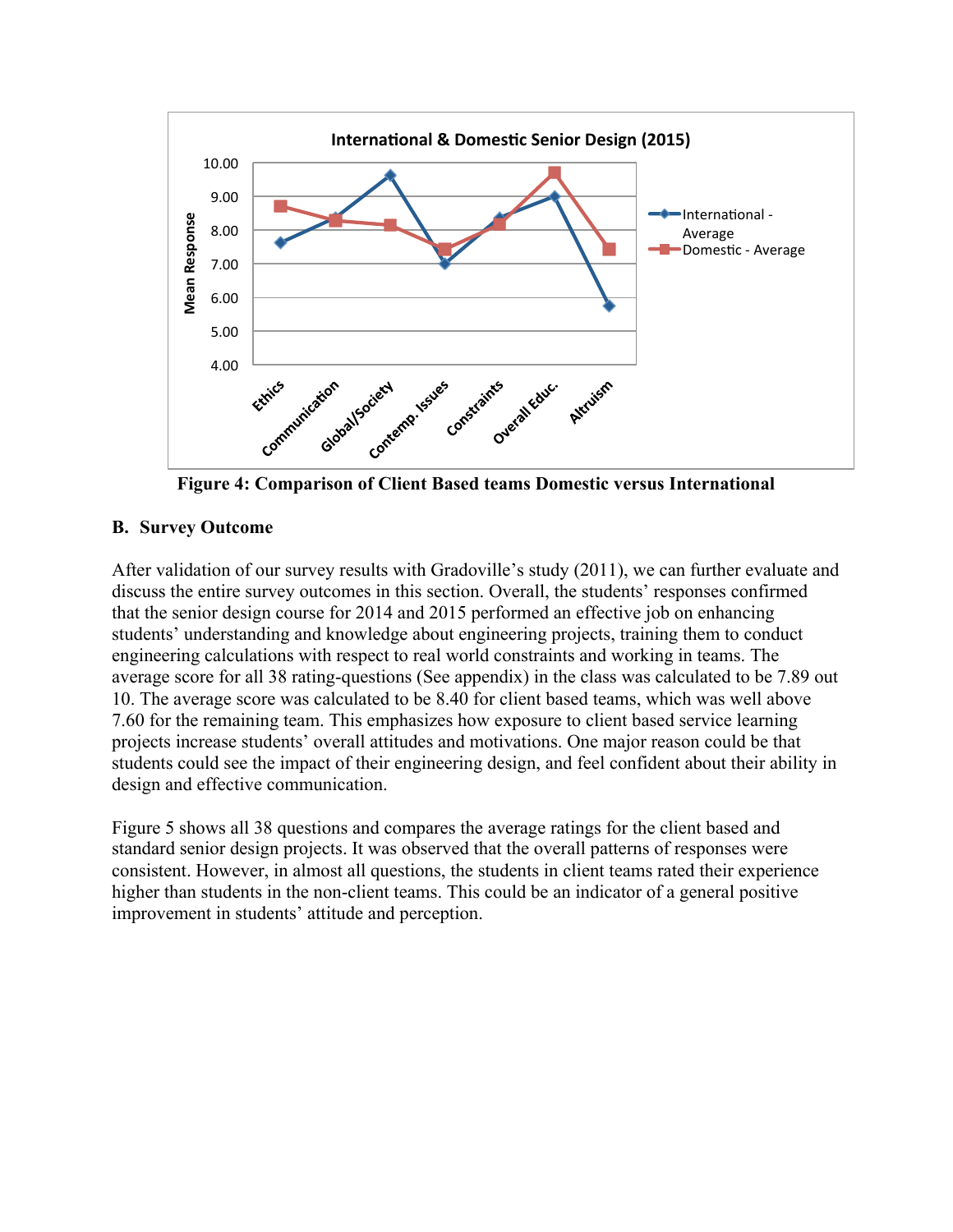**Figure 4: Comparison of Client Based teams Domestic versus International**

### B. Survey Outcome

After validation of our survey results with Gradoville's study (2011), we can further evaluate and discuss the entire survey outcomes in this section. Overall, the students' responses confirmed that the senior design course for 2014 and 2015 performed an effective job on enhancing students' understanding and knowledge about engineering projects, training them to conduct engineering calculations with respect to real world constraints and working in teams. The average score for all 38 rating-questions (See appendix) in the class was calculated to be 7.89 out 10. The average score was calculated to be 8.40 for client based teams, which was well above 7.60 for the remaining team. This emphasizes how exposure to client based service learning projects increase students' overall attitudes and motivations. One major reason could be that students could see the impact of their engineering design, and feel confident about their ability in design and effective communication.

Figure 5 shows all 38 questions and compares the average ratings for the client based and standard senior design projects. It was observed that the overall patterns of responses were consistent. However, in almost all questions, the students in client teams rated their experience higher than students in the non-client teams. This could be an indicator of a general positive improvement in students' attitude and perception.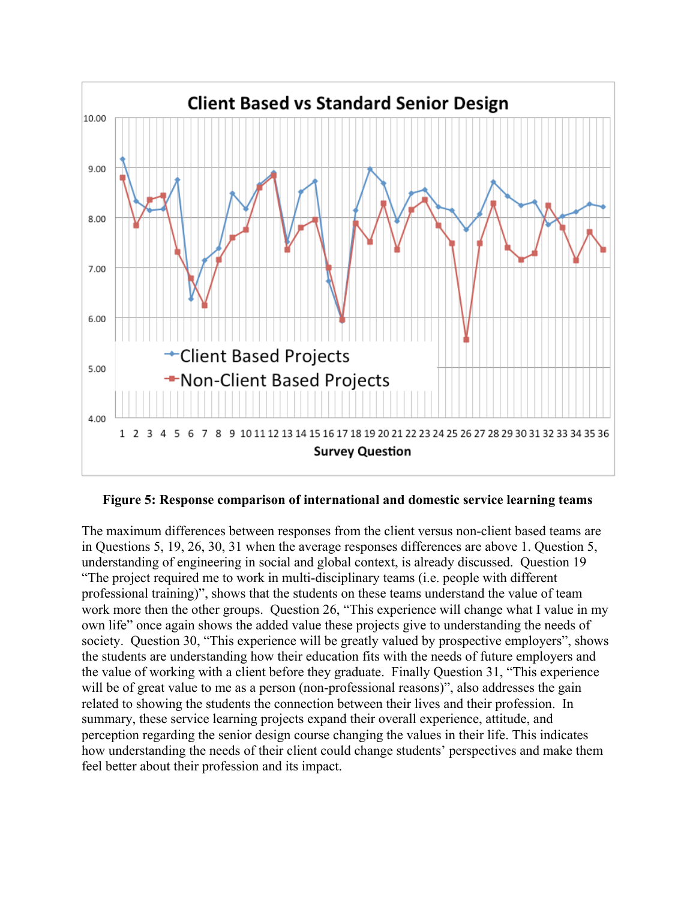**Figure 5: Response comparison of international and domestic service learning teams**

The maximum differences between responses from the client versus non-client based teams are in Questions 5, 19, 26, 30, 31 when the average responses differences are above 1. Question 5, understanding of engineering in social and global context, is already discussed. Question 19 "The project required me to work in multi-disciplinary teams (i.e. people with different professional training)", shows that the students on these teams understand the value of team work more then the other groups. Question 26, "This experience will change what I value in my own life" once again shows the added value these projects give to understanding the needs of society. Question 30, "This experience will be greatly valued by prospective employers", shows the students are understanding how their education fits with the needs of future employers and the value of working with a client before they graduate. Finally Question 31, "This experience will be of great value to me as a person (non-professional reasons)", also addresses the gain related to showing the students the connection between their lives and their profession. In summary, these service learning projects expand their overall experience, attitude, and perception regarding the senior design course changing the values in their life. This indicates how understanding the needs of their client could change students' perspectives and make them feel better about their profession and its impact.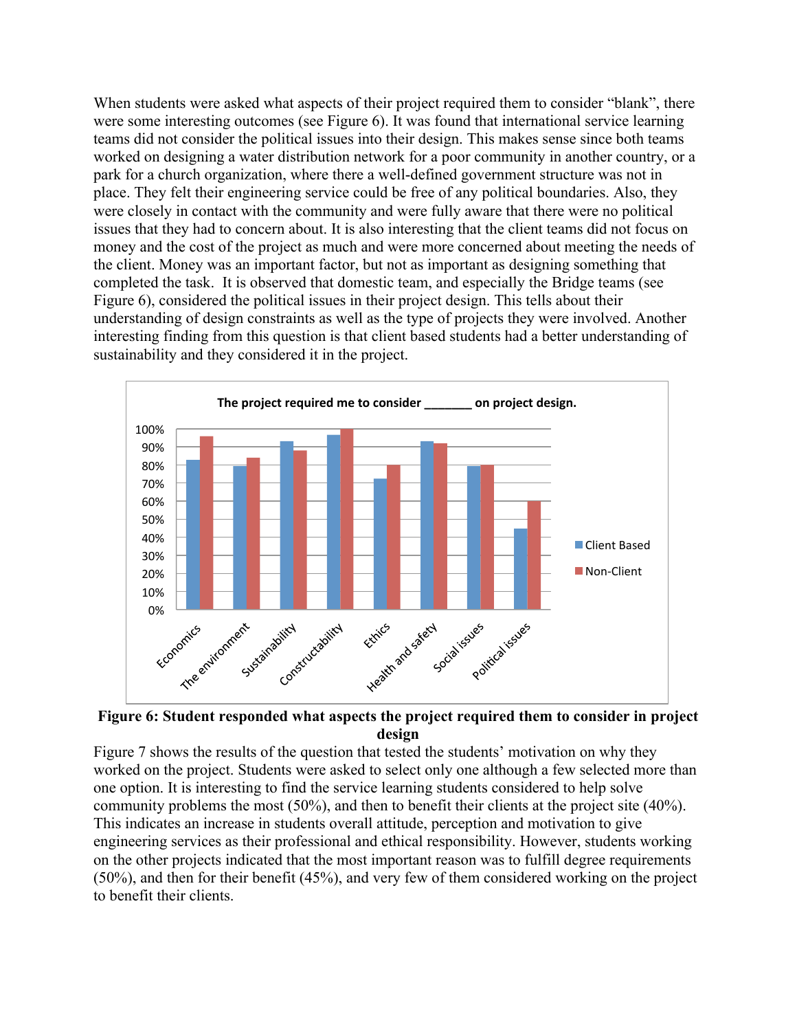When students were asked what aspects of their project required them to consider "blank", there were some interesting outcomes (see Figure 6). It was found that international service learning teams did not consider the political issues into their design. This makes sense since both teams worked on designing a water distribution network for a poor community in another country, or a park for a church organization, where there a well-defined government structure was not in place. They felt their engineering service could be free of any political boundaries. Also, they were closely in contact with the community and were fully aware that there were no political issues that they had to concern about. It is also interesting that the client teams did not focus on money and the cost of the project as much and were more concerned about meeting the needs of the client. Money was an important factor, but not as important as designing something that completed the task. It is observed that domestic team, and especially the Bridge teams (see Figure 6), considered the political issues in their project design. This tells about their understanding of design constraints as well as the type of projects they were involved. Another interesting finding from this question is that client based students had a better understanding of sustainability and they considered it in the project.

**Figure 6: Student responded what aspects the project required them to consider in project design**

Figure 7 shows the results of the question that tested the students' motivation on why they worked on the project. Students were asked to select only one although a few selected more than one option. It is interesting to find the service learning students considered to help solve community problems the most (50%), and then to benefit their clients at the project site (40%). This indicates an increase in students overall attitude, perception and motivation to give engineering services as their professional and ethical responsibility. However, students working on the other projects indicated that the most important reason was to fulfill degree requirements (50%), and then for their benefit (45%), and very few of them considered working on the project to benefit their clients.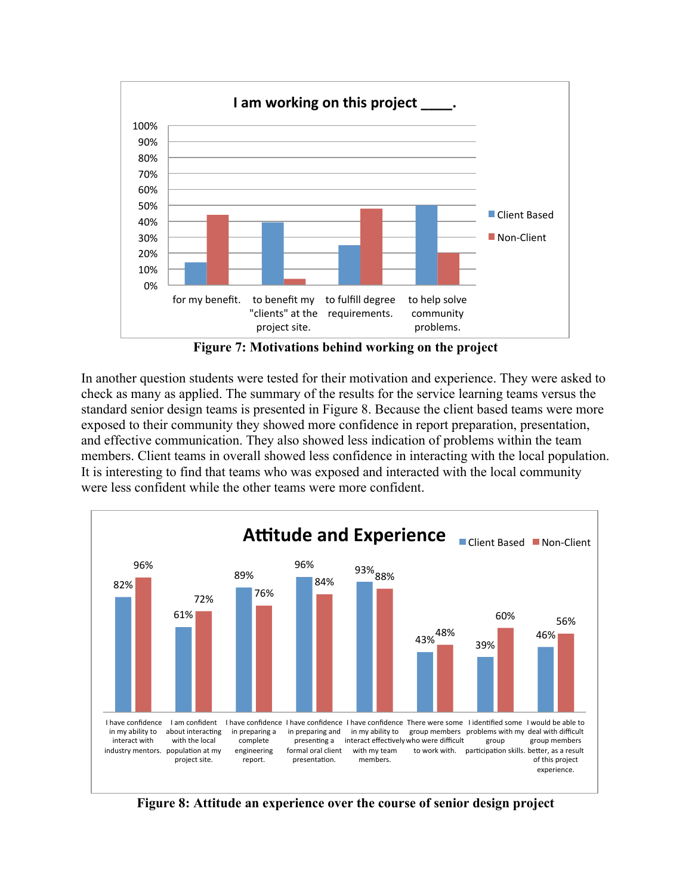Figure 7: Motivations behind working on the project

In another question students were tested for their motivation and experience. They were asked to check as many as applied. The summary of the results for the service learning teams versus the standard senior design teams is presented in Figure 8. Because the client based teams were more exposed to their community they showed more confidence in report preparation, presentation, and effective communication. They also showed less indication of problems within the team members. Client teams in overall showed less confidence in interacting with the local population. It is interesting to find that teams who was exposed and interacted with the local community were less confident while the other teams were more confident.

Figure 8: Attitude an experience over the course of senior design project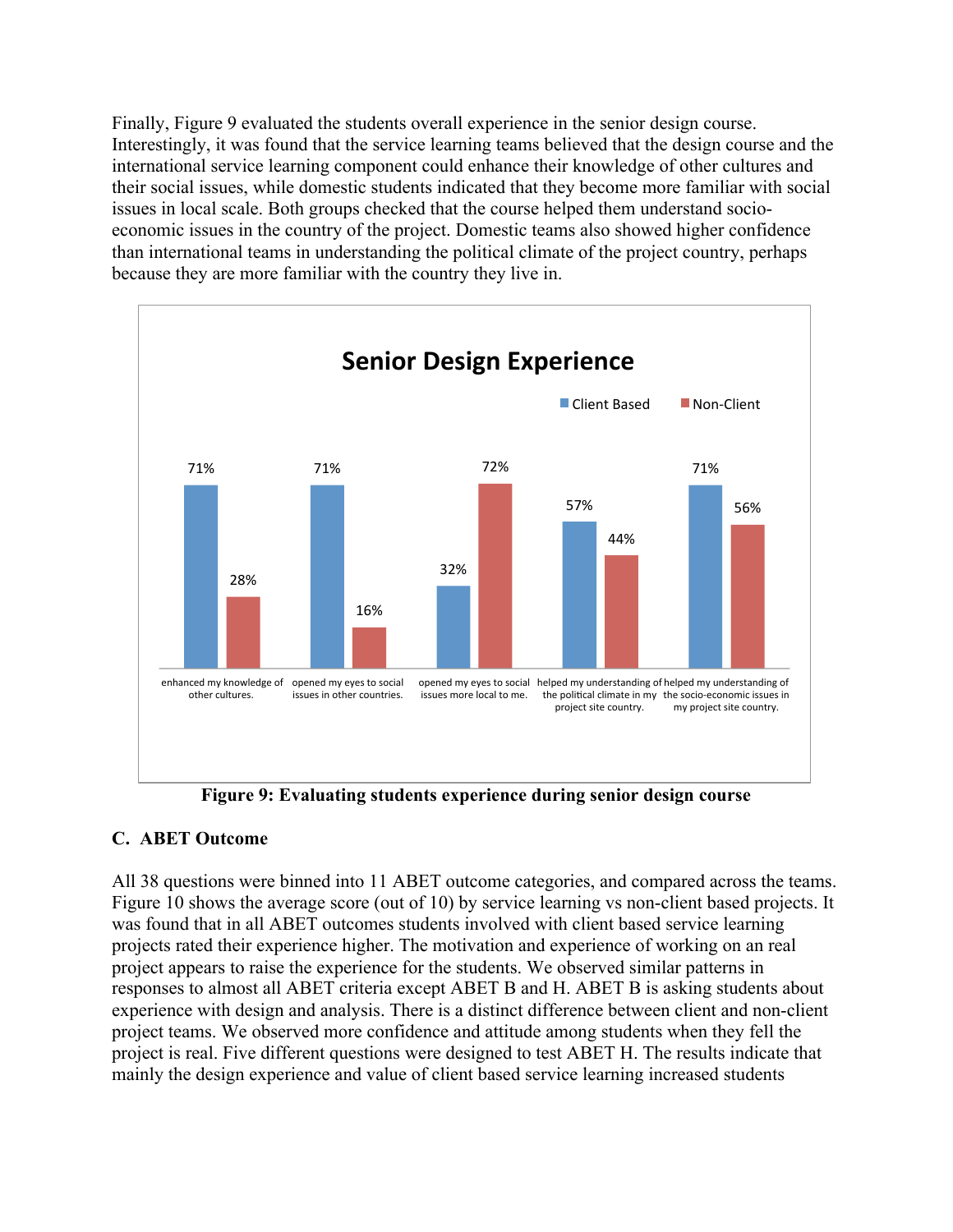Finally, Figure 9 evaluated the students overall experience in the senior design course. Interestingly, it was found that the service learning teams believed that the design course and the international service learning component could enhance their knowledge of other cultures and their social issues, while domestic students indicated that they become more familiar with social issues in local scale. Both groups checked that the course helped them understand socio-economic issues in the country of the project. Domestic teams also showed higher confidence than international teams in understanding the political climate of the project country, perhaps because they are more familiar with the country they live in.

**Senior Design Experience**

| | Client Based | Non-Client |
|---|---|---|
| enhanced my knowledge of other cultures. | 71% | 28% |
| opened my eyes to social issues in other countries. | 71% | 16% |
| opened my eyes to social issues more local to me. | 32% | 72% |
| helped my understanding of the political climate in my project site country. | 57% | 44% |
| helped my understanding of the socio-economic issues in my project site country. | 71% | 56% |

**Figure 9: Evaluating students experience during senior design course**

## C. ABET Outcome

All 38 questions were binned into 11 ABET outcome categories, and compared across the teams. Figure 10 shows the average score (out of 10) by service learning vs non-client based projects. It was found that in all ABET outcomes students involved with client based service learning projects rated their experience higher. The motivation and experience of working on an real project appears to raise the experience for the students. We observed similar patterns in responses to almost all ABET criteria except ABET B and H. ABET B is asking students about experience with design and analysis. There is a distinct difference between client and non-client project teams. We observed more confidence and attitude among students when they fell the project is real. Five different questions were designed to test ABET H. The results indicate that mainly the design experience and value of client based service learning increased students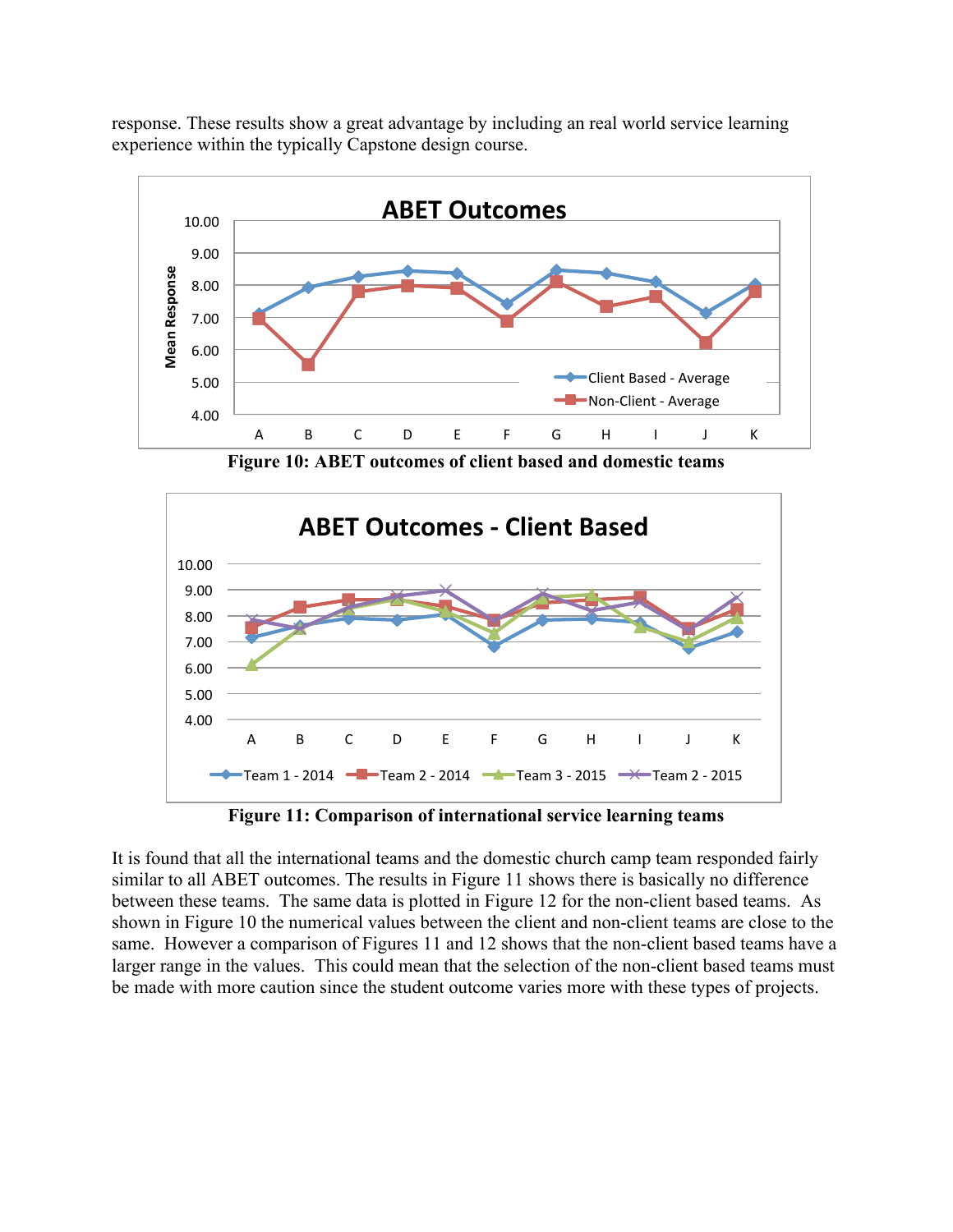response. These results show a great advantage by including an real world service learning experience within the typically Capstone design course.

**Figure 10: ABET outcomes of client based and domestic teams**

**Figure 11: Comparison of international service learning teams**

It is found that all the international teams and the domestic church camp team responded fairly similar to all ABET outcomes. The results in Figure 11 shows there is basically no difference between these teams. The same data is plotted in Figure 12 for the non-client based teams. As shown in Figure 10 the numerical values between the client and non-client teams are close to the same. However a comparison of Figures 11 and 12 shows that the non-client based teams have a larger range in the values. This could mean that the selection of the non-client based teams must be made with more caution since the student outcome varies more with these types of projects.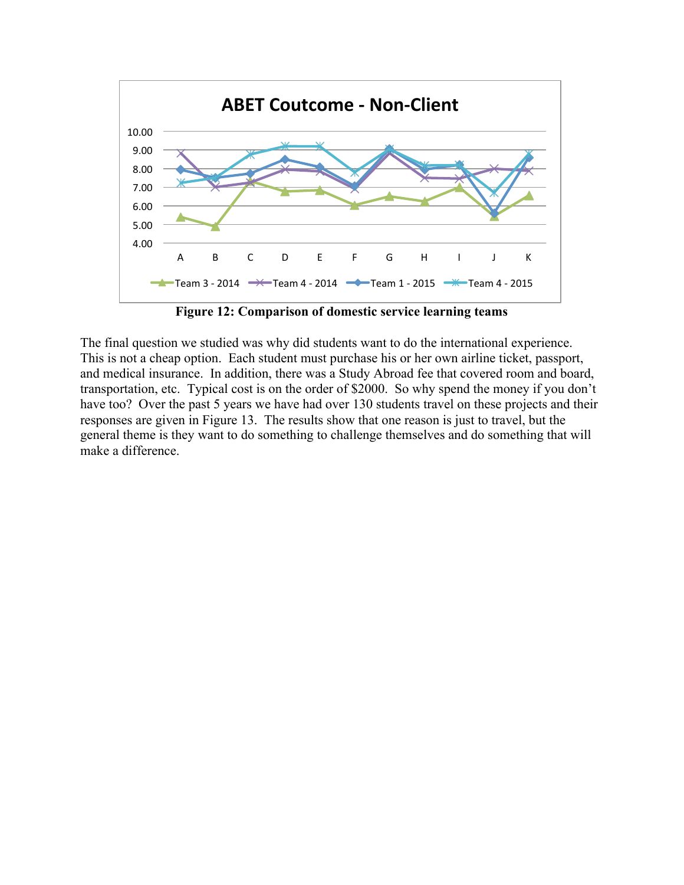ABET Coutcome - Non-Client

Figure 12: Comparison of domestic service learning teams

The final question we studied was why did students want to do the international experience. This is not a cheap option. Each student must purchase his or her own airline ticket, passport, and medical insurance. In addition, there was a Study Abroad fee that covered room and board, transportation, etc. Typical cost is on the order of $2000. So why spend the money if you don't have too? Over the past 5 years we have had over 130 students travel on these projects and their responses are given in Figure 13. The results show that one reason is just to travel, but the general theme is they want to do something to challenge themselves and do something that will make a difference.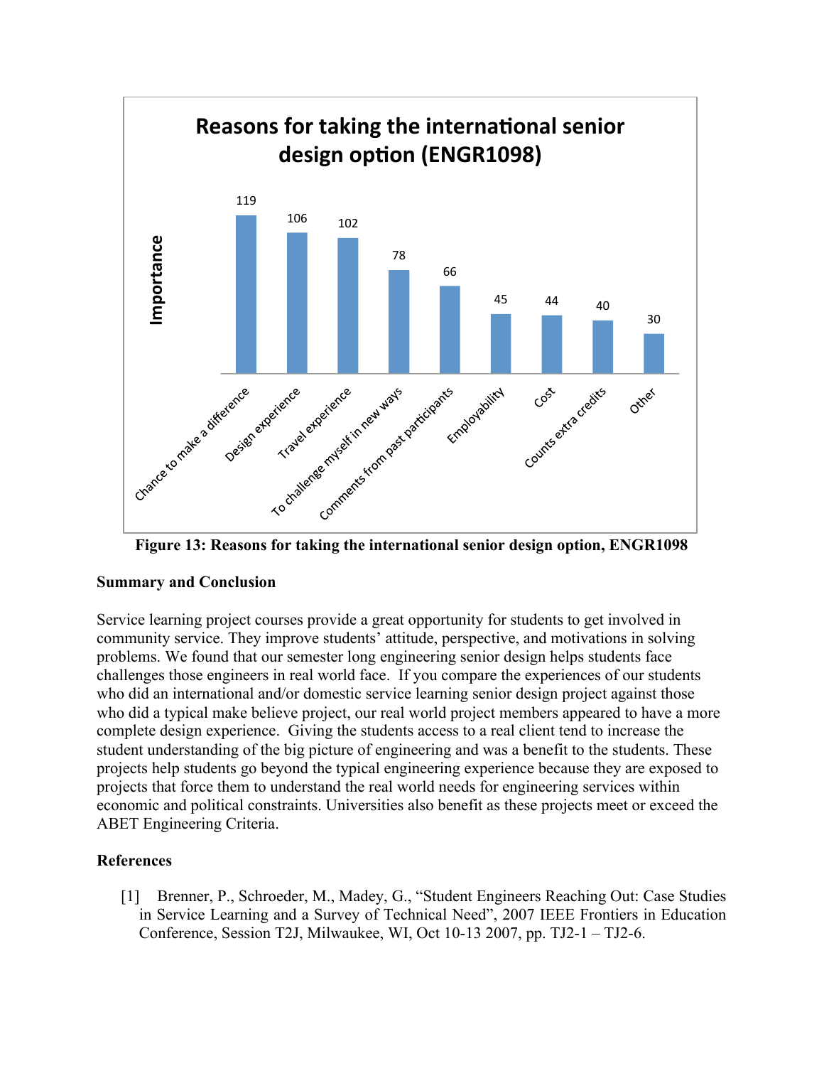**Figure 13: Reasons for taking the international senior design option, ENGR1098**

### Summary and Conclusion

Service learning project courses provide a great opportunity for students to get involved in community service. They improve students' attitude, perspective, and motivations in solving problems. We found that our semester long engineering senior design helps students face challenges those engineers in real world face. If you compare the experiences of our students who did an international and/or domestic service learning senior design project against those who did a typical make believe project, our real world project members appeared to have a more complete design experience. Giving the students access to a real client tend to increase the student understanding of the big picture of engineering and was a benefit to the students. These projects help students go beyond the typical engineering experience because they are exposed to projects that force them to understand the real world needs for engineering services within economic and political constraints. Universities also benefit as these projects meet or exceed the ABET Engineering Criteria.

### References

[1] Brenner, P., Schroeder, M., Madey, G., "Student Engineers Reaching Out: Case Studies in Service Learning and a Survey of Technical Need", 2007 IEEE Frontiers in Education Conference, Session T2J, Milwaukee, WI, Oct 10-13 2007, pp. TJ2-1 – TJ2-6.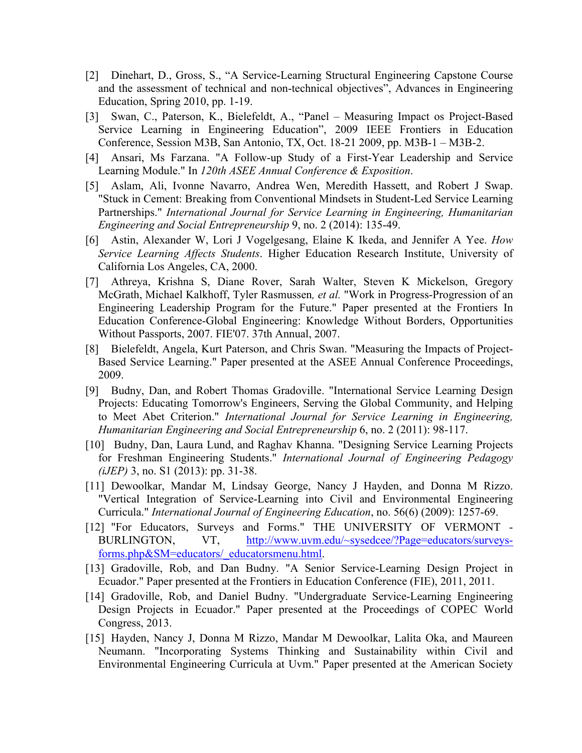[2] Dinehart, D., Gross, S., "A Service-Learning Structural Engineering Capstone Course and the assessment of technical and non-technical objectives", Advances in Engineering Education, Spring 2010, pp. 1-19.

[3] Swan, C., Paterson, K., Bielefeldt, A., "Panel – Measuring Impact os Project-Based Service Learning in Engineering Education", 2009 IEEE Frontiers in Education Conference, Session M3B, San Antonio, TX, Oct. 18-21 2009, pp. M3B-1 – M3B-2.

[4] Ansari, Ms Farzana. "A Follow-up Study of a First-Year Leadership and Service Learning Module." In *120th ASEE Annual Conference & Exposition*.

[5] Aslam, Ali, Ivonne Navarro, Andrea Wen, Meredith Hassett, and Robert J Swap. "Stuck in Cement: Breaking from Conventional Mindsets in Student-Led Service Learning Partnerships." *International Journal for Service Learning in Engineering, Humanitarian Engineering and Social Entrepreneurship* 9, no. 2 (2014): 135-49.

[6] Astin, Alexander W, Lori J Vogelgesang, Elaine K Ikeda, and Jennifer A Yee. *How Service Learning Affects Students*. Higher Education Research Institute, University of California Los Angeles, CA, 2000.

[7] Athreya, Krishna S, Diane Rover, Sarah Walter, Steven K Mickelson, Gregory McGrath, Michael Kalkhoff, Tyler Rasmussen*, et al.* "Work in Progress-Progression of an Engineering Leadership Program for the Future." Paper presented at the Frontiers In Education Conference-Global Engineering: Knowledge Without Borders, Opportunities Without Passports, 2007. FIE'07. 37th Annual, 2007.

[8] Bielefeldt, Angela, Kurt Paterson, and Chris Swan. "Measuring the Impacts of Project-Based Service Learning." Paper presented at the ASEE Annual Conference Proceedings, 2009.

[9] Budny, Dan, and Robert Thomas Gradoville. "International Service Learning Design Projects: Educating Tomorrow's Engineers, Serving the Global Community, and Helping to Meet Abet Criterion." *International Journal for Service Learning in Engineering, Humanitarian Engineering and Social Entrepreneurship* 6, no. 2 (2011): 98-117.

[10] Budny, Dan, Laura Lund, and Raghav Khanna. "Designing Service Learning Projects for Freshman Engineering Students." *International Journal of Engineering Pedagogy (iJEP)* 3, no. S1 (2013): pp. 31-38.

[11] Dewoolkar, Mandar M, Lindsay George, Nancy J Hayden, and Donna M Rizzo. "Vertical Integration of Service-Learning into Civil and Environmental Engineering Curricula." *International Journal of Engineering Education*, no. 56(6) (2009): 1257-69.

[12] "For Educators, Surveys and Forms." THE UNIVERSITY OF VERMONT - BURLINGTON, VT, http://www.uvm.edu/~sysedcee/?Page=educators/surveys-forms.php&SM=educators/_educatorsmenu.html.

[13] Gradoville, Rob, and Dan Budny. "A Senior Service-Learning Design Project in Ecuador." Paper presented at the Frontiers in Education Conference (FIE), 2011, 2011.

[14] Gradoville, Rob, and Daniel Budny. "Undergraduate Service-Learning Engineering Design Projects in Ecuador." Paper presented at the Proceedings of COPEC World Congress, 2013.

[15] Hayden, Nancy J, Donna M Rizzo, Mandar M Dewoolkar, Lalita Oka, and Maureen Neumann. "Incorporating Systems Thinking and Sustainability within Civil and Environmental Engineering Curricula at Uvm." Paper presented at the American Society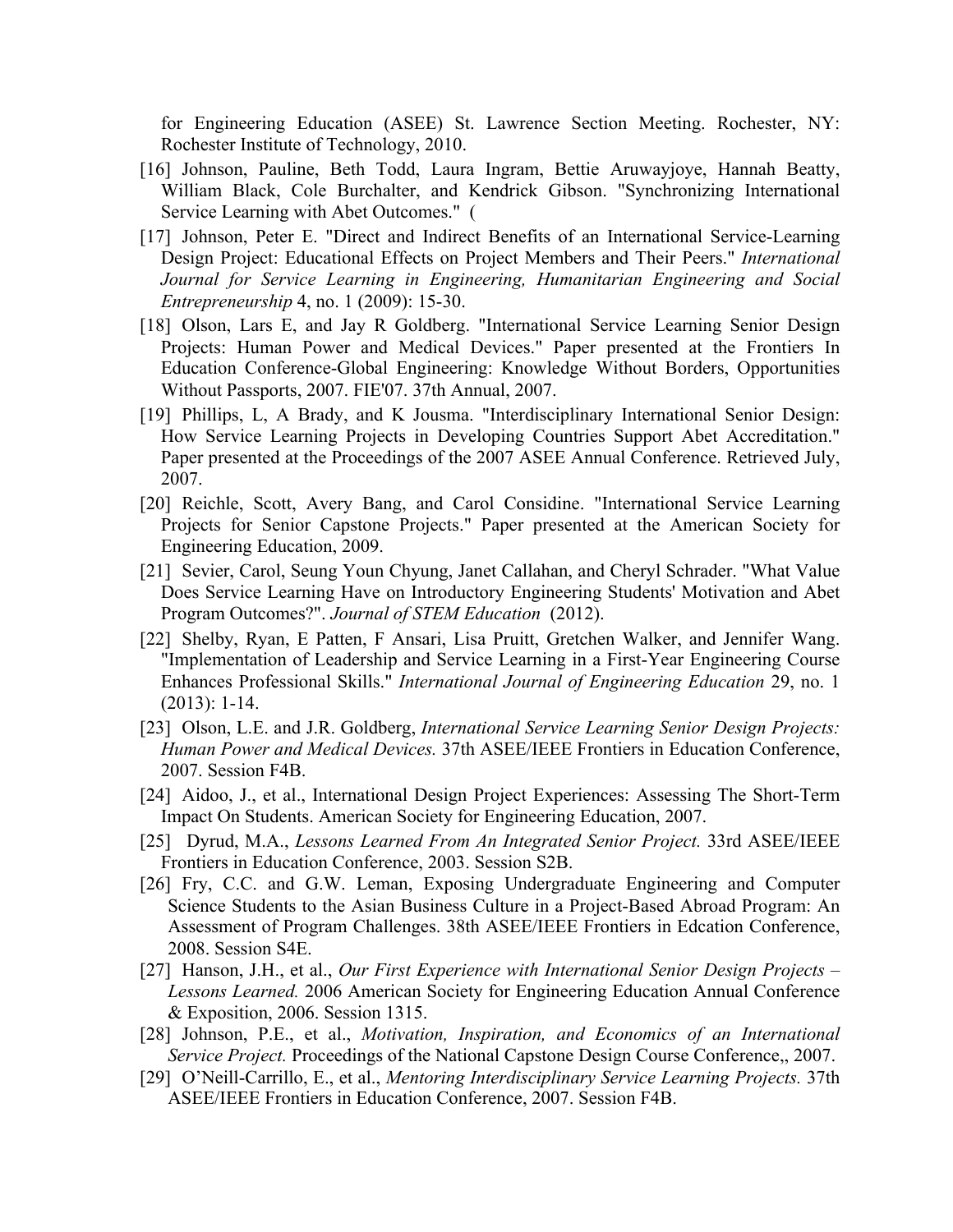for Engineering Education (ASEE) St. Lawrence Section Meeting. Rochester, NY: Rochester Institute of Technology, 2010.

[16] Johnson, Pauline, Beth Todd, Laura Ingram, Bettie Aruwayjoye, Hannah Beatty, William Black, Cole Burchalter, and Kendrick Gibson. "Synchronizing International Service Learning with Abet Outcomes." (

[17] Johnson, Peter E. "Direct and Indirect Benefits of an International Service-Learning Design Project: Educational Effects on Project Members and Their Peers." *International Journal for Service Learning in Engineering, Humanitarian Engineering and Social Entrepreneurship* 4, no. 1 (2009): 15-30.

[18] Olson, Lars E, and Jay R Goldberg. "International Service Learning Senior Design Projects: Human Power and Medical Devices." Paper presented at the Frontiers In Education Conference-Global Engineering: Knowledge Without Borders, Opportunities Without Passports, 2007. FIE'07. 37th Annual, 2007.

[19] Phillips, L, A Brady, and K Jousma. "Interdisciplinary International Senior Design: How Service Learning Projects in Developing Countries Support Abet Accreditation." Paper presented at the Proceedings of the 2007 ASEE Annual Conference. Retrieved July, 2007.

[20] Reichle, Scott, Avery Bang, and Carol Considine. "International Service Learning Projects for Senior Capstone Projects." Paper presented at the American Society for Engineering Education, 2009.

[21] Sevier, Carol, Seung Youn Chyung, Janet Callahan, and Cheryl Schrader. "What Value Does Service Learning Have on Introductory Engineering Students' Motivation and Abet Program Outcomes?". *Journal of STEM Education* (2012).

[22] Shelby, Ryan, E Patten, F Ansari, Lisa Pruitt, Gretchen Walker, and Jennifer Wang. "Implementation of Leadership and Service Learning in a First-Year Engineering Course Enhances Professional Skills." *International Journal of Engineering Education* 29, no. 1 (2013): 1-14.

[23] Olson, L.E. and J.R. Goldberg, *International Service Learning Senior Design Projects: Human Power and Medical Devices.* 37th ASEE/IEEE Frontiers in Education Conference, 2007. Session F4B.

[24] Aidoo, J., et al., International Design Project Experiences: Assessing The Short-Term Impact On Students. American Society for Engineering Education, 2007.

[25] Dyrud, M.A., *Lessons Learned From An Integrated Senior Project.* 33rd ASEE/IEEE Frontiers in Education Conference, 2003. Session S2B.

[26] Fry, C.C. and G.W. Leman, Exposing Undergraduate Engineering and Computer Science Students to the Asian Business Culture in a Project-Based Abroad Program: An Assessment of Program Challenges. 38th ASEE/IEEE Frontiers in Edcation Conference, 2008. Session S4E.

[27] Hanson, J.H., et al., *Our First Experience with International Senior Design Projects – Lessons Learned.* 2006 American Society for Engineering Education Annual Conference & Exposition, 2006. Session 1315.

[28] Johnson, P.E., et al., *Motivation, Inspiration, and Economics of an International Service Project.* Proceedings of the National Capstone Design Course Conference,, 2007.

[29] O'Neill-Carrillo, E., et al., *Mentoring Interdisciplinary Service Learning Projects.* 37th ASEE/IEEE Frontiers in Education Conference, 2007. Session F4B.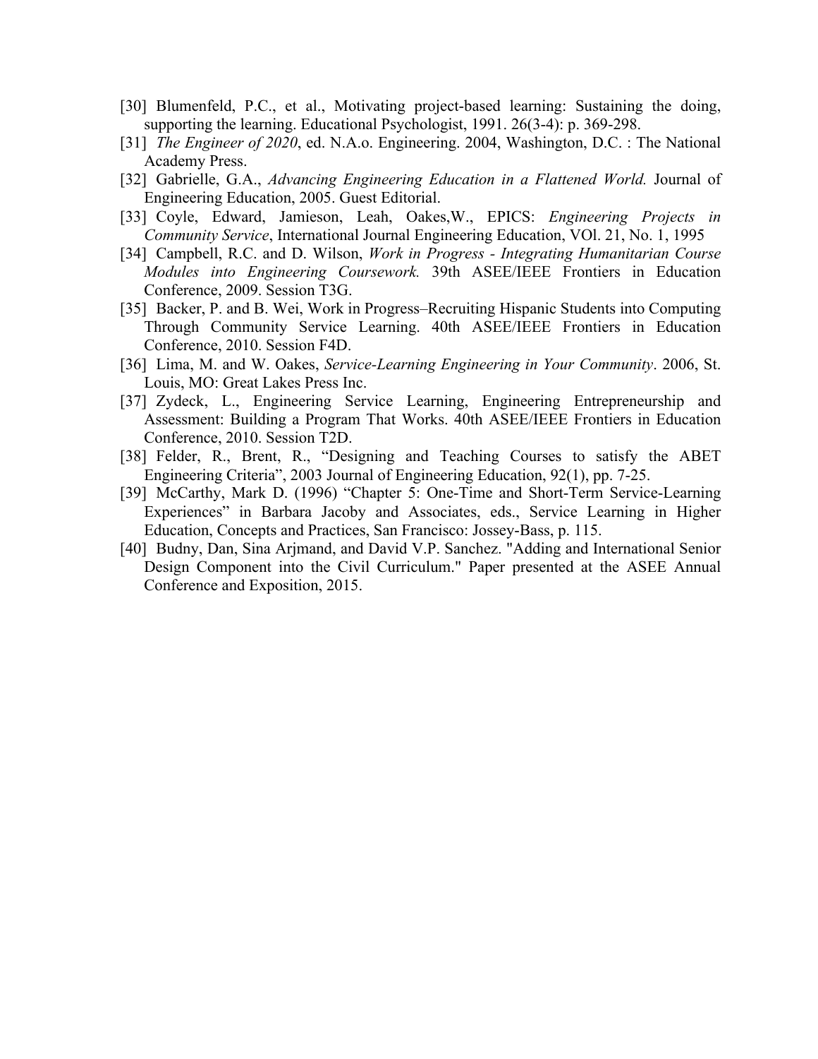[30] Blumenfeld, P.C., et al., Motivating project-based learning: Sustaining the doing, supporting the learning. Educational Psychologist, 1991. 26(3-4): p. 369-298.

[31] *The Engineer of 2020*, ed. N.A.o. Engineering. 2004, Washington, D.C. : The National Academy Press.

[32] Gabrielle, G.A., *Advancing Engineering Education in a Flattened World.* Journal of Engineering Education, 2005. Guest Editorial.

[33] Coyle, Edward, Jamieson, Leah, Oakes,W., EPICS: *Engineering Projects in Community Service*, International Journal Engineering Education, VOl. 21, No. 1, 1995

[34] Campbell, R.C. and D. Wilson, *Work in Progress - Integrating Humanitarian Course Modules into Engineering Coursework.* 39th ASEE/IEEE Frontiers in Education Conference, 2009. Session T3G.

[35] Backer, P. and B. Wei, Work in Progress–Recruiting Hispanic Students into Computing Through Community Service Learning. 40th ASEE/IEEE Frontiers in Education Conference, 2010. Session F4D.

[36] Lima, M. and W. Oakes, *Service-Learning Engineering in Your Community*. 2006, St. Louis, MO: Great Lakes Press Inc.

[37] Zydeck, L., Engineering Service Learning, Engineering Entrepreneurship and Assessment: Building a Program That Works. 40th ASEE/IEEE Frontiers in Education Conference, 2010. Session T2D.

[38] Felder, R., Brent, R., "Designing and Teaching Courses to satisfy the ABET Engineering Criteria", 2003 Journal of Engineering Education, 92(1), pp. 7-25.

[39] McCarthy, Mark D. (1996) "Chapter 5: One-Time and Short-Term Service-Learning Experiences" in Barbara Jacoby and Associates, eds., Service Learning in Higher Education, Concepts and Practices, San Francisco: Jossey-Bass, p. 115.

[40] Budny, Dan, Sina Arjmand, and David V.P. Sanchez. "Adding and International Senior Design Component into the Civil Curriculum." Paper presented at the ASEE Annual Conference and Exposition, 2015.